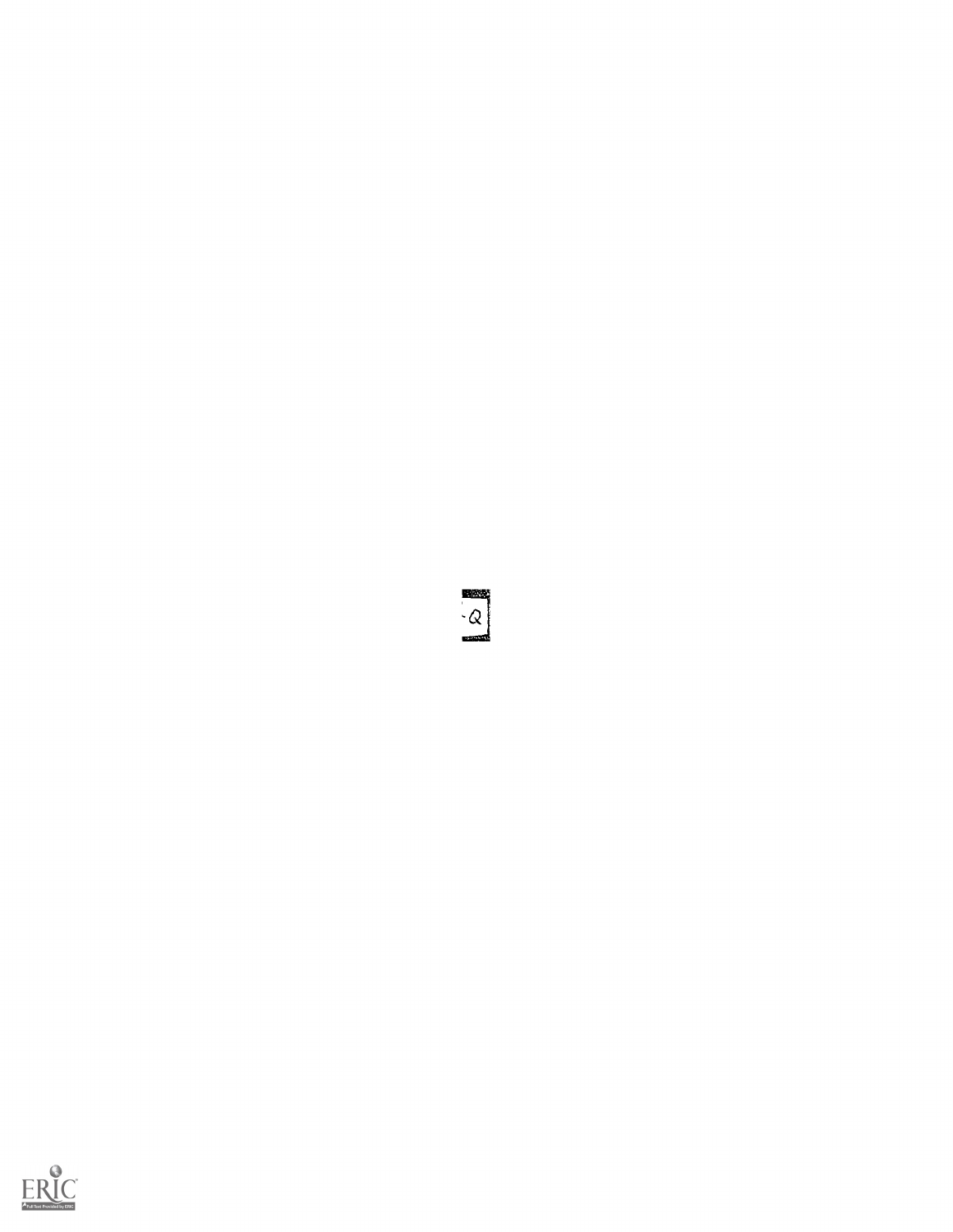-Q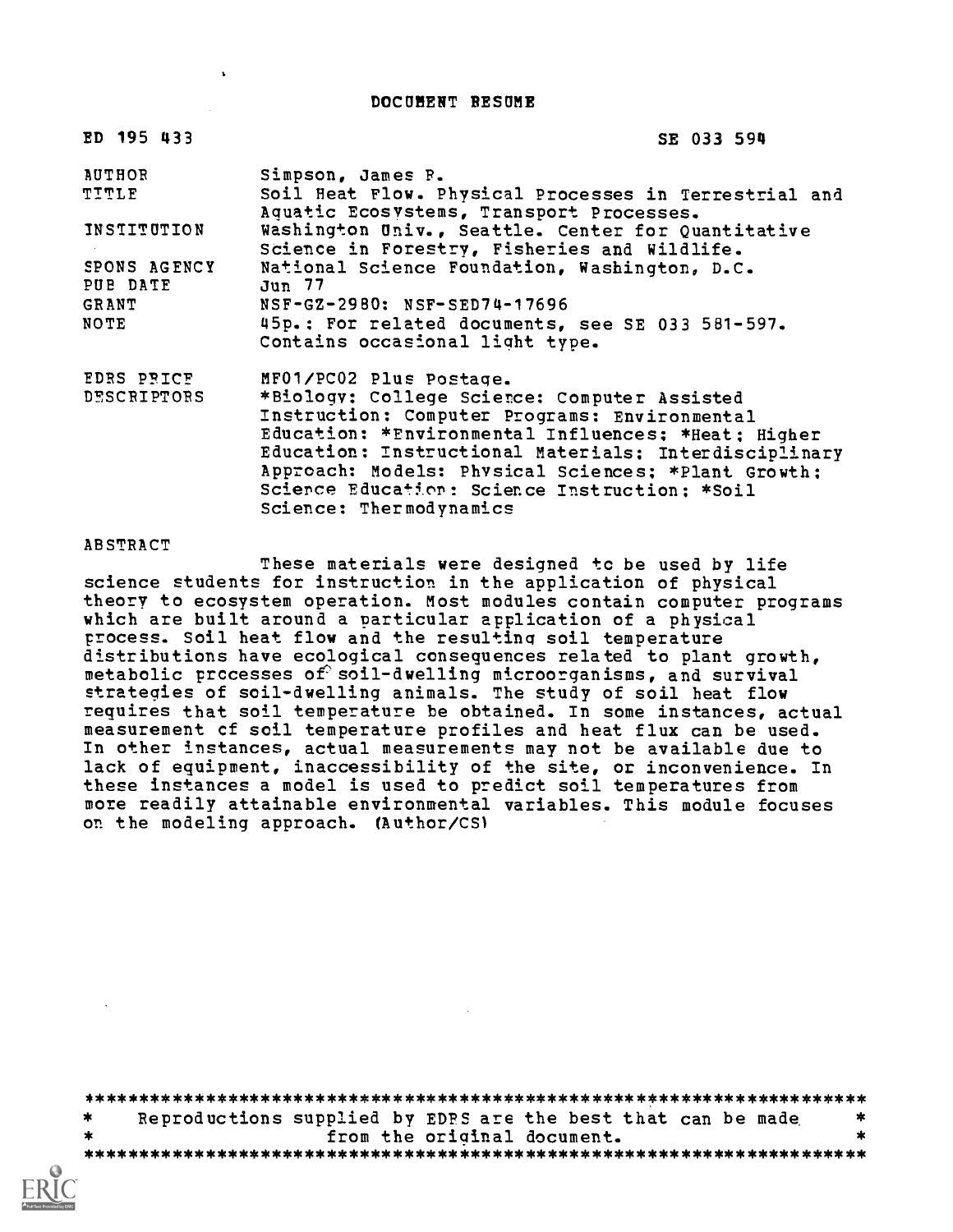DOCUMENT RESUME

| | |
|---|---|
| ED 195 433 | SE 033 594 |
| AUTHOR | Simpson, James R. |
| TITLE | Soil Heat Flow. Physical Processes in Terrestrial and Aquatic Ecosystems, Transport Processes. |
| INSTITUTION | Washington Univ., Seattle. Center for Quantitative Science in Forestry, Fisheries and Wildlife. |
| SPONS AGENCY | National Science Foundation, Washington, D.C. |
| PUB DATE | Jun 77 |
| GRANT | NSF-GZ-2980: NSF-SED74-17696 |
| NOTE | 45p.: For related documents, see SE 033 581-597. Contains occasional light type. |
| EDRS PRICE | MF01/PC02 Plus Postage. |
| DESCRIPTORS | *Biology: College Science: Computer Assisted Instruction: Computer Programs: Environmental Education: *Environmental Influences; *Heat; Higher Education: Instructional Materials: Interdisciplinary Approach: Models: Physical Sciences; *Plant Growth: Science Education: Science Instruction; *Soil Science: Thermodynamics |

ABSTRACT

These materials were designed to be used by life science students for instruction in the application of physical theory to ecosystem operation. Most modules contain computer programs which are built around a particular application of a physical process. Soil heat flow and the resulting soil temperature distributions have ecological consequences related to plant growth, metabolic processes of soil-dwelling microorganisms, and survival strategies of soil-dwelling animals. The study of soil heat flow requires that soil temperature be obtained. In some instances, actual measurement of soil temperature profiles and heat flux can be used. In other instances, actual measurements may not be available due to lack of equipment, inaccessibility of the site, or inconvenience. In these instances a model is used to predict soil temperatures from more readily attainable environmental variables. This module focuses on the modeling approach. (Author/CS)

Reproductions supplied by EDRS are the best that can be made from the original document.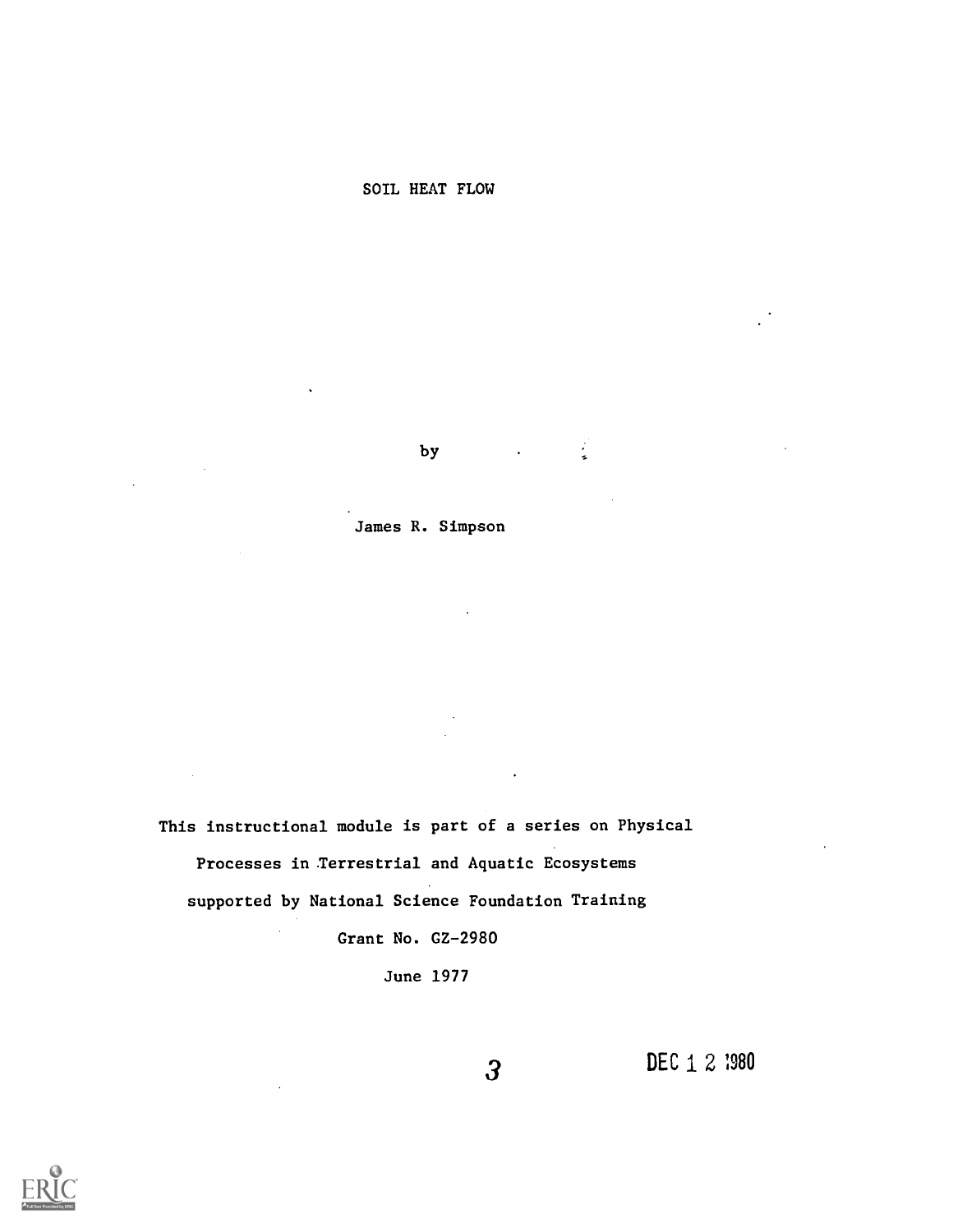# SOIL HEAT FLOW

by

James R. Simpson

This instructional module is part of a series on Physical Processes in Terrestrial and Aquatic Ecosystems supported by National Science Foundation Training Grant No. GZ-2980

June 1977

DEC 12 1980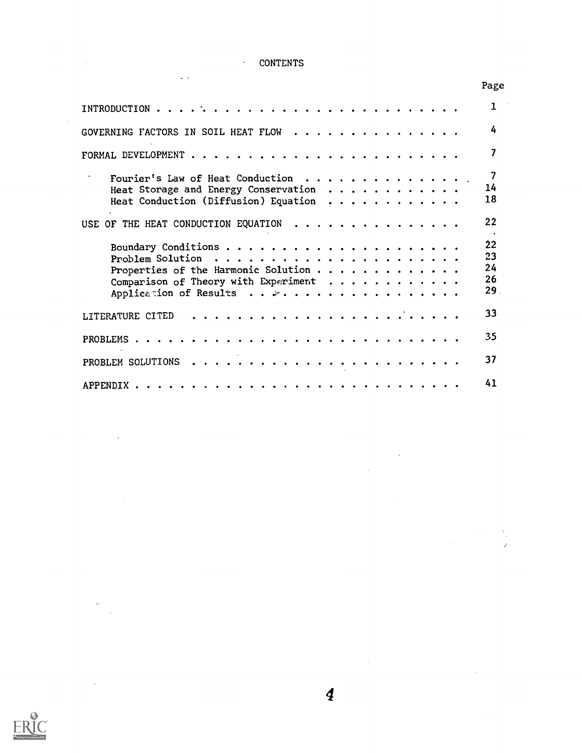# CONTENTS

| | Page |
|---|---|
| INTRODUCTION | 1 |
| GOVERNING FACTORS IN SOIL HEAT FLOW | 4 |
| FORMAL DEVELOPMENT | 7 |
| Fourier's Law of Heat Conduction | 7 |
| Heat Storage and Energy Conservation | 14 |
| Heat Conduction (Diffusion) Equation | 18 |
| USE OF THE HEAT CONDUCTION EQUATION | 22 |
| Boundary Conditions | 22 |
| Problem Solution | 23 |
| Properties of the Harmonic Solution | 24 |
| Comparison of Theory with Experiment | 26 |
| Application of Results | 29 |
| LITERATURE CITED | 33 |
| PROBLEMS | 35 |
| PROBLEM SOLUTIONS | 37 |
| APPENDIX | 41 |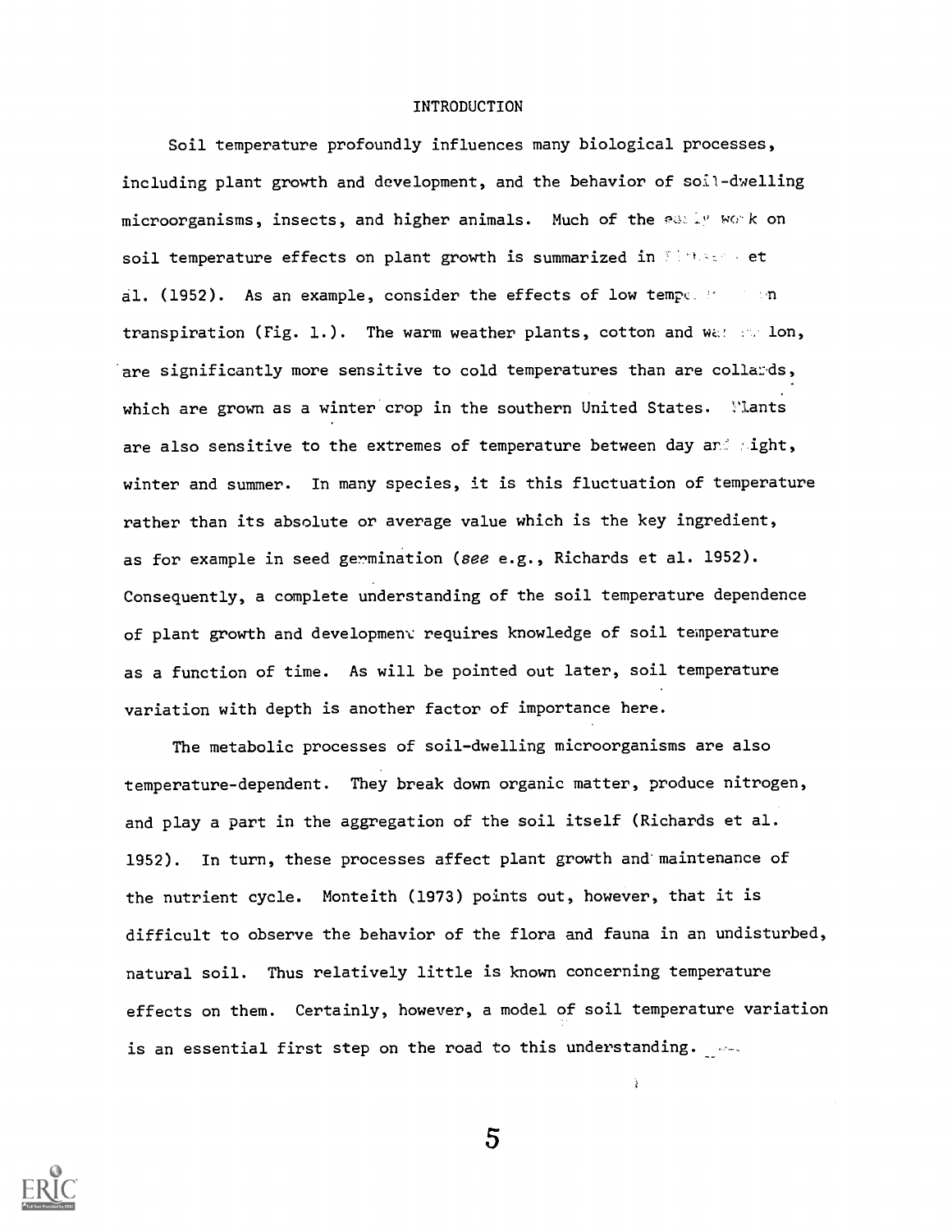# INTRODUCTION

Soil temperature profoundly influences many biological processes, including plant growth and development, and the behavior of soil-dwelling microorganisms, insects, and higher animals. Much of the early work on soil temperature effects on plant growth is summarized in Richards et al. (1952). As an example, consider the effects of low temperature on transpiration (Fig. 1.). The warm weather plants, cotton and watermelon, are significantly more sensitive to cold temperatures than are collards, which are grown as a winter crop in the southern United States. Plants are also sensitive to the extremes of temperature between day and night, winter and summer. In many species, it is this fluctuation of temperature rather than its absolute or average value which is the key ingredient, as for example in seed germination (*see* e.g., Richards et al. 1952). Consequently, a complete understanding of the soil temperature dependence of plant growth and development requires knowledge of soil temperature as a function of time. As will be pointed out later, soil temperature variation with depth is another factor of importance here.

The metabolic processes of soil-dwelling microorganisms are also temperature-dependent. They break down organic matter, produce nitrogen, and play a part in the aggregation of the soil itself (Richards et al. 1952). In turn, these processes affect plant growth and maintenance of the nutrient cycle. Monteith (1973) points out, however, that it is difficult to observe the behavior of the flora and fauna in an undisturbed, natural soil. Thus relatively little is known concerning temperature effects on them. Certainly, however, a model of soil temperature variation is an essential first step on the road to this understanding.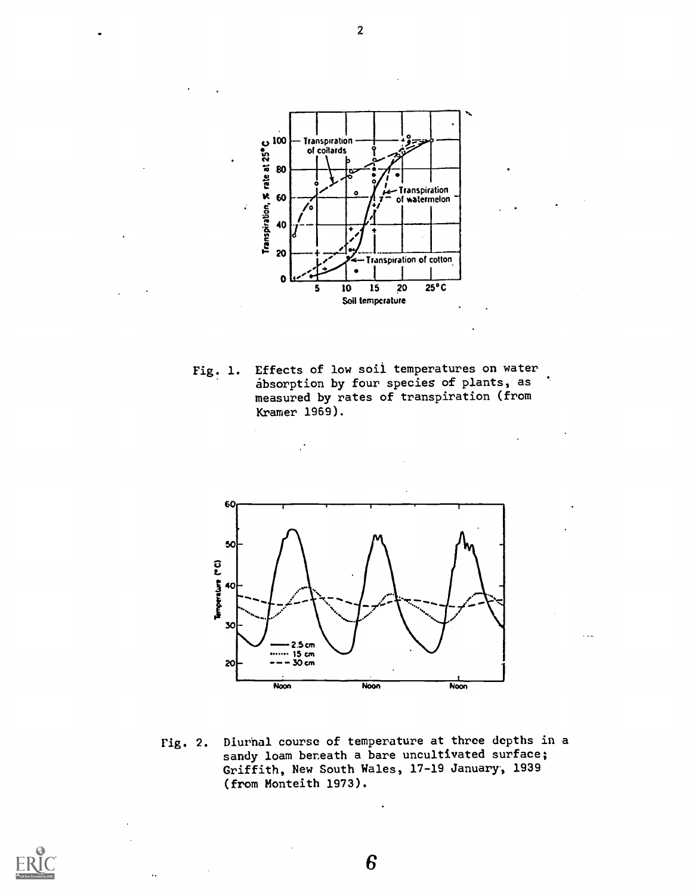Fig. 1. Effects of low soil temperatures on water absorption by four species of plants, as measured by rates of transpiration (from Kramer 1969).

Fig. 2. Diurnal course of temperature at three depths in a sandy loam beneath a bare uncultivated surface; Griffith, New South Wales, 17-19 January, 1939 (from Monteith 1973).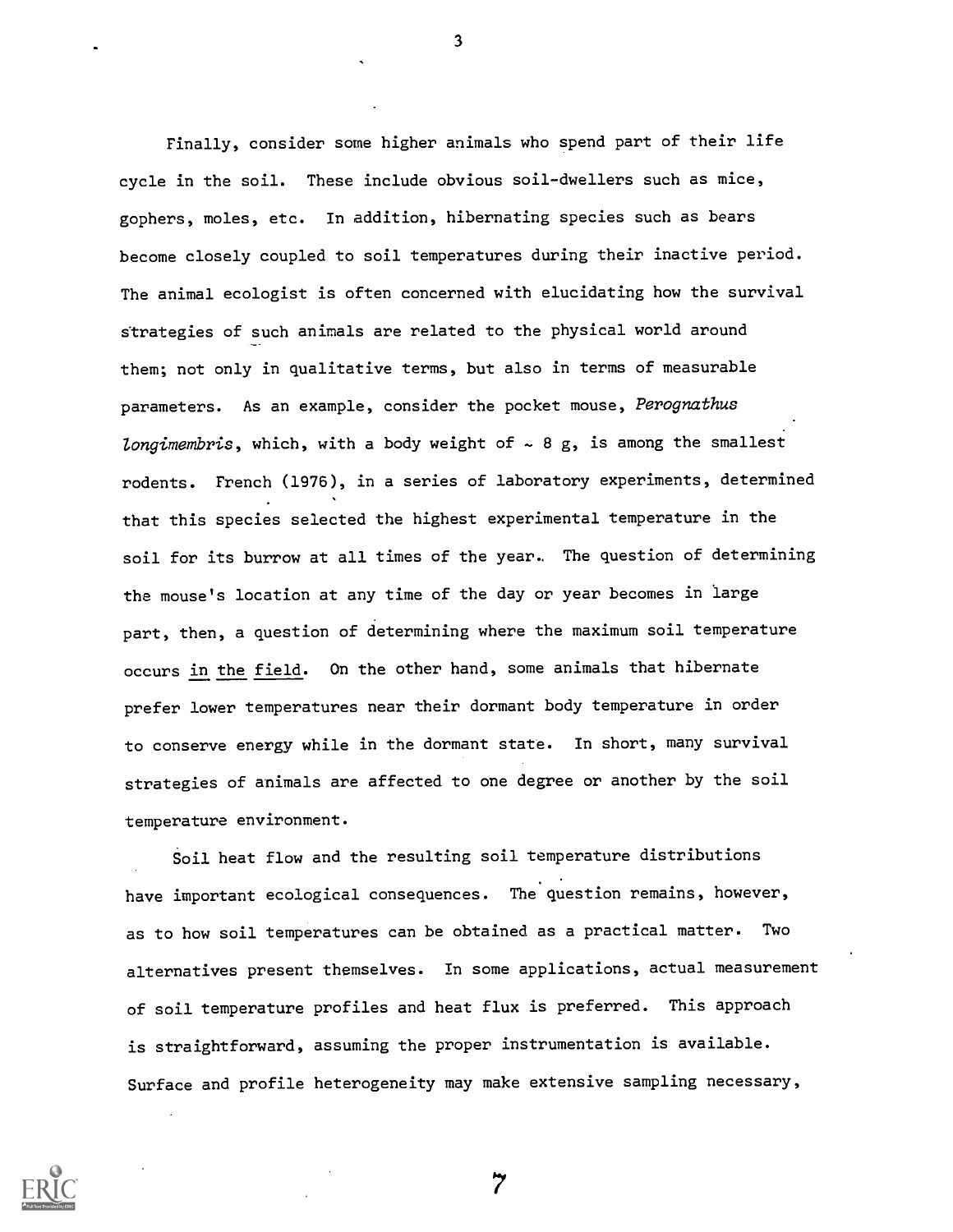Finally, consider some higher animals who spend part of their life cycle in the soil. These include obvious soil-dwellers such as mice, gophers, moles, etc. In addition, hibernating species such as bears become closely coupled to soil temperatures during their inactive period. The animal ecologist is often concerned with elucidating how the survival strategies of such animals are related to the physical world around them; not only in qualitative terms, but also in terms of measurable parameters. As an example, consider the pocket mouse, *Perognathus longimembris*, which, with a body weight of ~ 8 g, is among the smallest rodents. French (1976), in a series of laboratory experiments, determined that this species selected the highest experimental temperature in the soil for its burrow at all times of the year. The question of determining the mouse's location at any time of the day or year becomes in large part, then, a question of determining where the maximum soil temperature occurs <u>in the field</u>. On the other hand, some animals that hibernate prefer lower temperatures near their dormant body temperature in order to conserve energy while in the dormant state. In short, many survival strategies of animals are affected to one degree or another by the soil temperature environment.

Soil heat flow and the resulting soil temperature distributions have important ecological consequences. The question remains, however, as to how soil temperatures can be obtained as a practical matter. Two alternatives present themselves. In some applications, actual measurement of soil temperature profiles and heat flux is preferred. This approach is straightforward, assuming the proper instrumentation is available. Surface and profile heterogeneity may make extensive sampling necessary,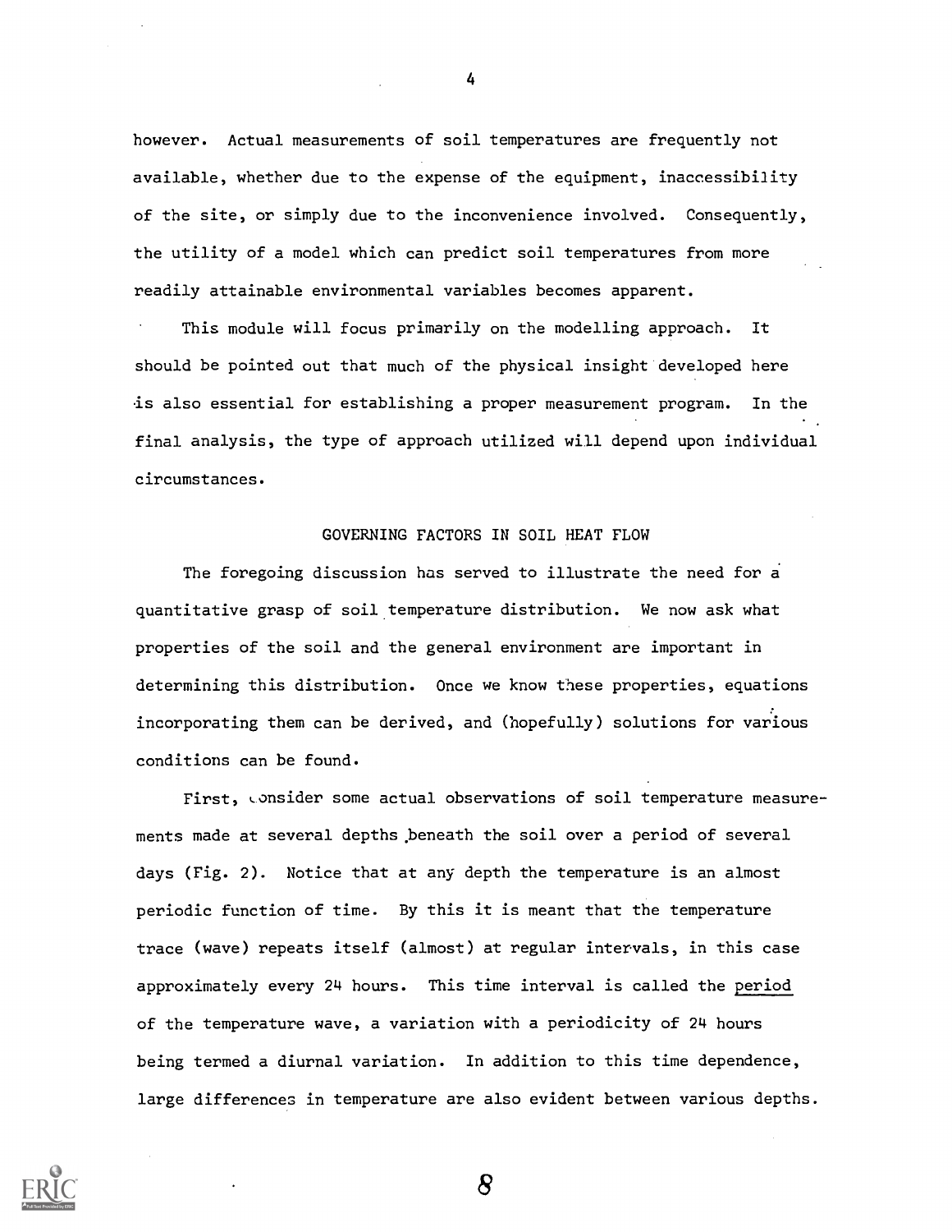however. Actual measurements of soil temperatures are frequently not available, whether due to the expense of the equipment, inaccessibility of the site, or simply due to the inconvenience involved. Consequently, the utility of a model which can predict soil temperatures from more readily attainable environmental variables becomes apparent.

This module will focus primarily on the modelling approach. It should be pointed out that much of the physical insight developed here is also essential for establishing a proper measurement program. In the final analysis, the type of approach utilized will depend upon individual circumstances.

## GOVERNING FACTORS IN SOIL HEAT FLOW

The foregoing discussion has served to illustrate the need for a quantitative grasp of soil temperature distribution. We now ask what properties of the soil and the general environment are important in determining this distribution. Once we know these properties, equations incorporating them can be derived, and (hopefully) solutions for various conditions can be found.

First, consider some actual observations of soil temperature measurements made at several depths beneath the soil over a period of several days (Fig. 2). Notice that at any depth the temperature is an almost periodic function of time. By this it is meant that the temperature trace (wave) repeats itself (almost) at regular intervals, in this case approximately every 24 hours. This time interval is called the <u>period</u> of the temperature wave, a variation with a periodicity of 24 hours being termed a diurnal variation. In addition to this time dependence, large differences in temperature are also evident between various depths.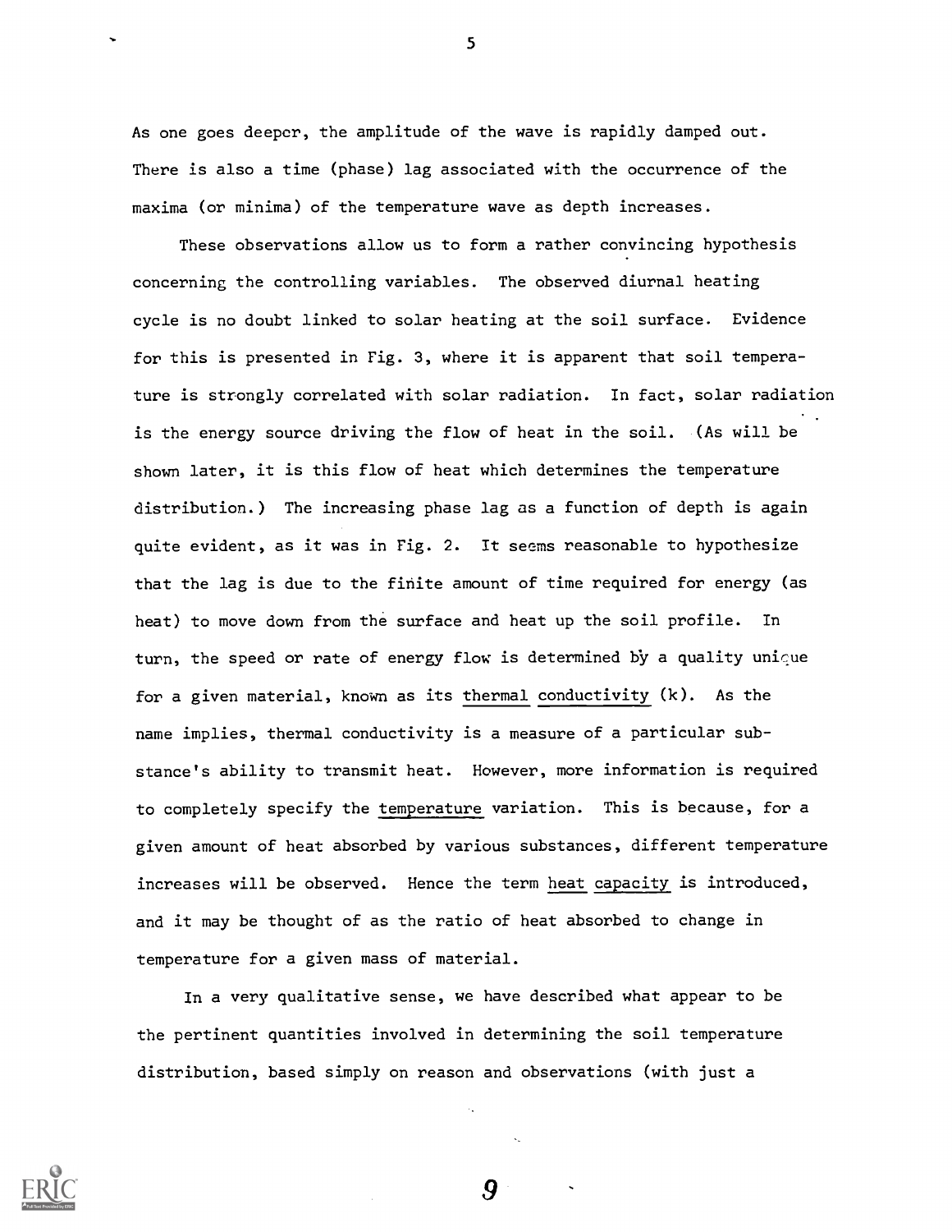As one goes deeper, the amplitude of the wave is rapidly damped out. There is also a time (phase) lag associated with the occurrence of the maxima (or minima) of the temperature wave as depth increases.

These observations allow us to form a rather convincing hypothesis concerning the controlling variables. The observed diurnal heating cycle is no doubt linked to solar heating at the soil surface. Evidence for this is presented in Fig. 3, where it is apparent that soil temperature is strongly correlated with solar radiation. In fact, solar radiation is the energy source driving the flow of heat in the soil. (As will be shown later, it is this flow of heat which determines the temperature distribution.) The increasing phase lag as a function of depth is again quite evident, as it was in Fig. 2. It seems reasonable to hypothesize that the lag is due to the finite amount of time required for energy (as heat) to move down from the surface and heat up the soil profile. In turn, the speed or rate of energy flow is determined by a quality unique for a given material, known as its <u>thermal conductivity</u> ($k$). As the name implies, thermal conductivity is a measure of a particular substance's ability to transmit heat. However, more information is required to completely specify the <u>temperature</u> variation. This is because, for a given amount of heat absorbed by various substances, different temperature increases will be observed. Hence the term <u>heat capacity</u> is introduced, and it may be thought of as the ratio of heat absorbed to change in temperature for a given mass of material.

In a very qualitative sense, we have described what appear to be the pertinent quantities involved in determining the soil temperature distribution, based simply on reason and observations (with just a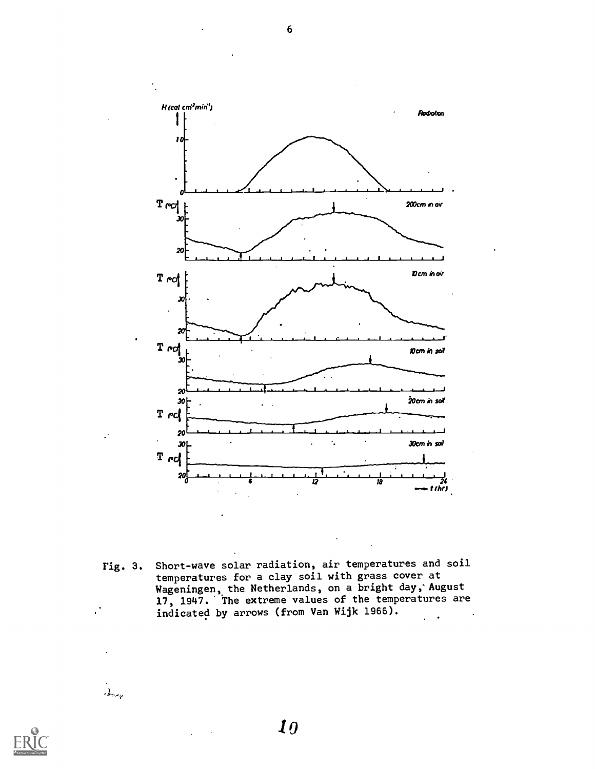Fig. 3. Short-wave solar radiation, air temperatures and soil temperatures for a clay soil with grass cover at Wageningen, the Netherlands, on a bright day, August 17, 1947. The extreme values of the temperatures are indicated by arrows (from Van Wijk 1966).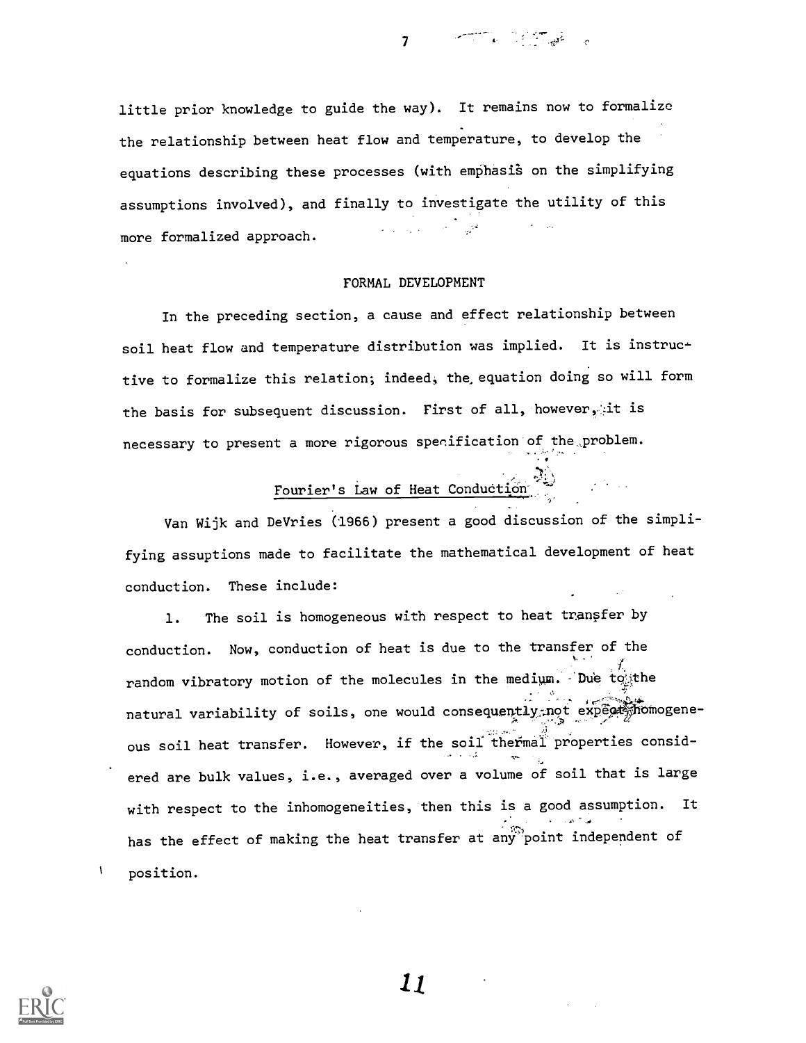little prior knowledge to guide the way). It remains now to formalize the relationship between heat flow and temperature, to develop the equations describing these processes (with emphasis on the simplifying assumptions involved), and finally to investigate the utility of this more formalized approach.

## FORMAL DEVELOPMENT

In the preceding section, a cause and effect relationship between soil heat flow and temperature distribution was implied. It is instructive to formalize this relation; indeed, the equation doing so will form the basis for subsequent discussion. First of all, however, it is necessary to present a more rigorous specification of the problem.

### Fourier's Law of Heat Conduction

Van Wijk and DeVries (1966) present a good discussion of the simplifying assuptions made to facilitate the mathematical development of heat conduction. These include:

1. The soil is homogeneous with respect to heat transfer by conduction. Now, conduction of heat is due to the transfer of the random vibratory motion of the molecules in the medium. Due to the natural variability of soils, one would consequently not expect homogeneous soil heat transfer. However, if the soil thermal properties considered are bulk values, i.e., averaged over a volume of soil that is large with respect to the inhomogeneities, then this is a good assumption. It has the effect of making the heat transfer at any point independent of position.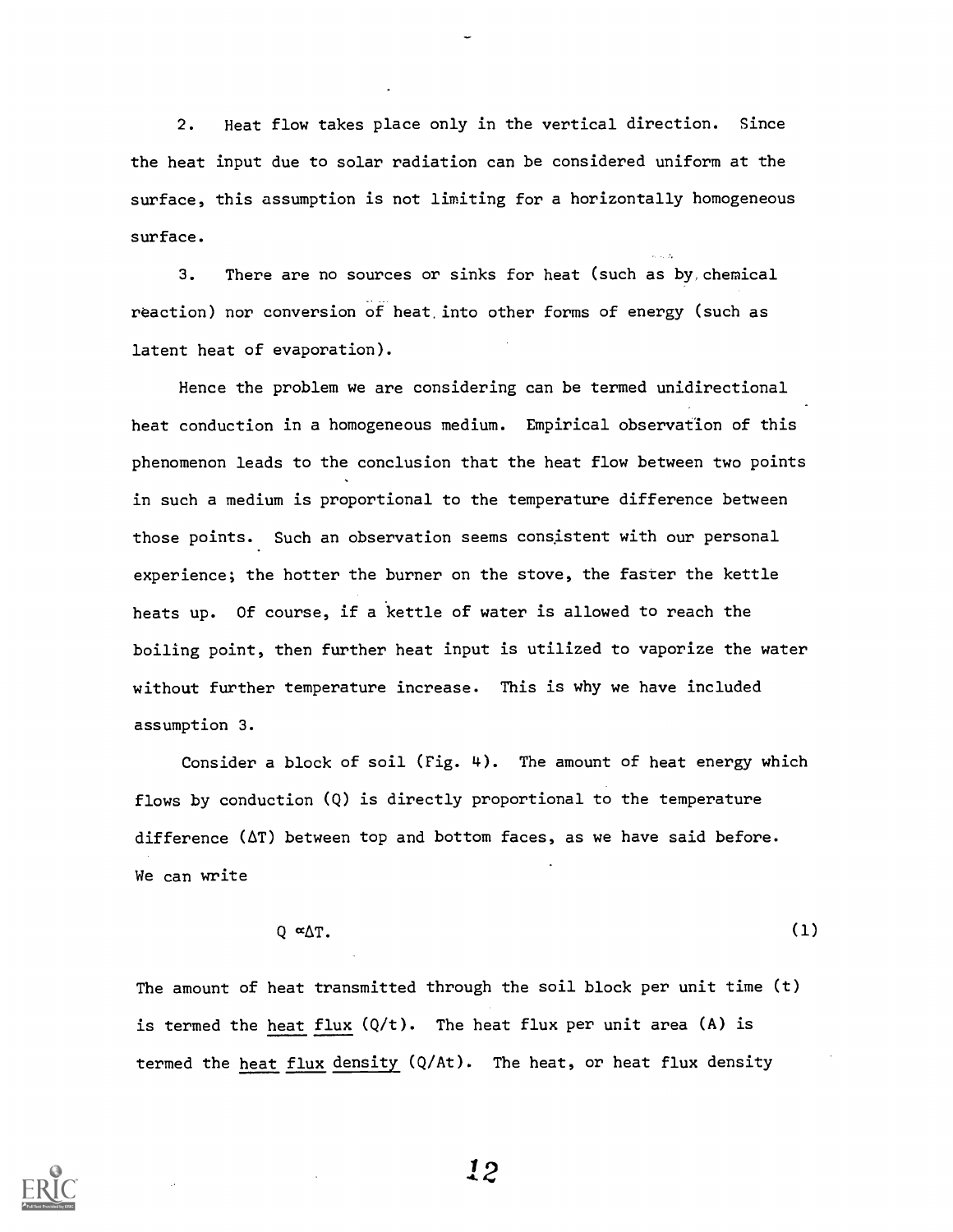2. Heat flow takes place only in the vertical direction. Since the heat input due to solar radiation can be considered uniform at the surface, this assumption is not limiting for a horizontally homogeneous surface.

3. There are no sources or sinks for heat (such as by chemical reaction) nor conversion of heat into other forms of energy (such as latent heat of evaporation).

Hence the problem we are considering can be termed unidirectional heat conduction in a homogeneous medium. Empirical observation of this phenomenon leads to the conclusion that the heat flow between two points in such a medium is proportional to the temperature difference between those points. Such an observation seems consistent with our personal experience; the hotter the burner on the stove, the faster the kettle heats up. Of course, if a kettle of water is allowed to reach the boiling point, then further heat input is utilized to vaporize the water without further temperature increase. This is why we have included assumption 3.

Consider a block of soil (Fig. 4). The amount of heat energy which flows by conduction (Q) is directly proportional to the temperature difference ($\Delta T$) between top and bottom faces, as we have said before. We can write

$$Q \propto \Delta T. \tag{1}$$

The amount of heat transmitted through the soil block per unit time (t) is termed the heat flux (Q/t). The heat flux per unit area (A) is termed the heat flux density (Q/At). The heat, or heat flux density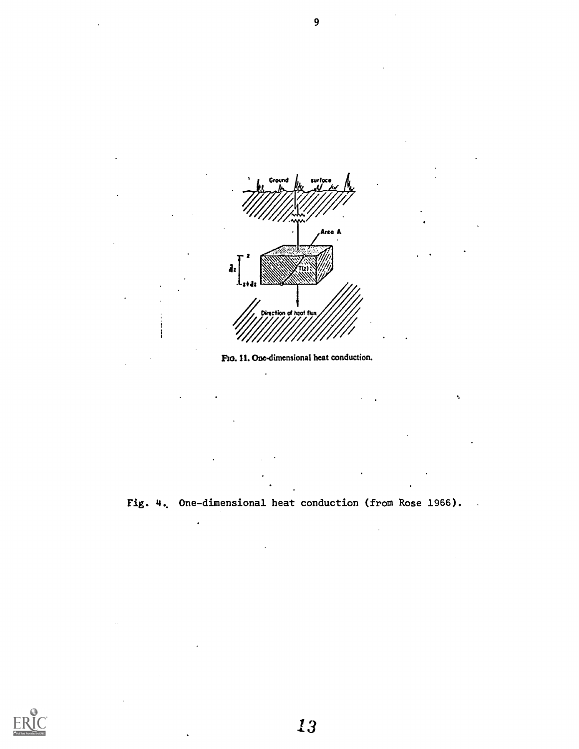Fig. 11. One-dimensional heat conduction.

Fig. 4. One-dimensional heat conduction (from Rose 1966).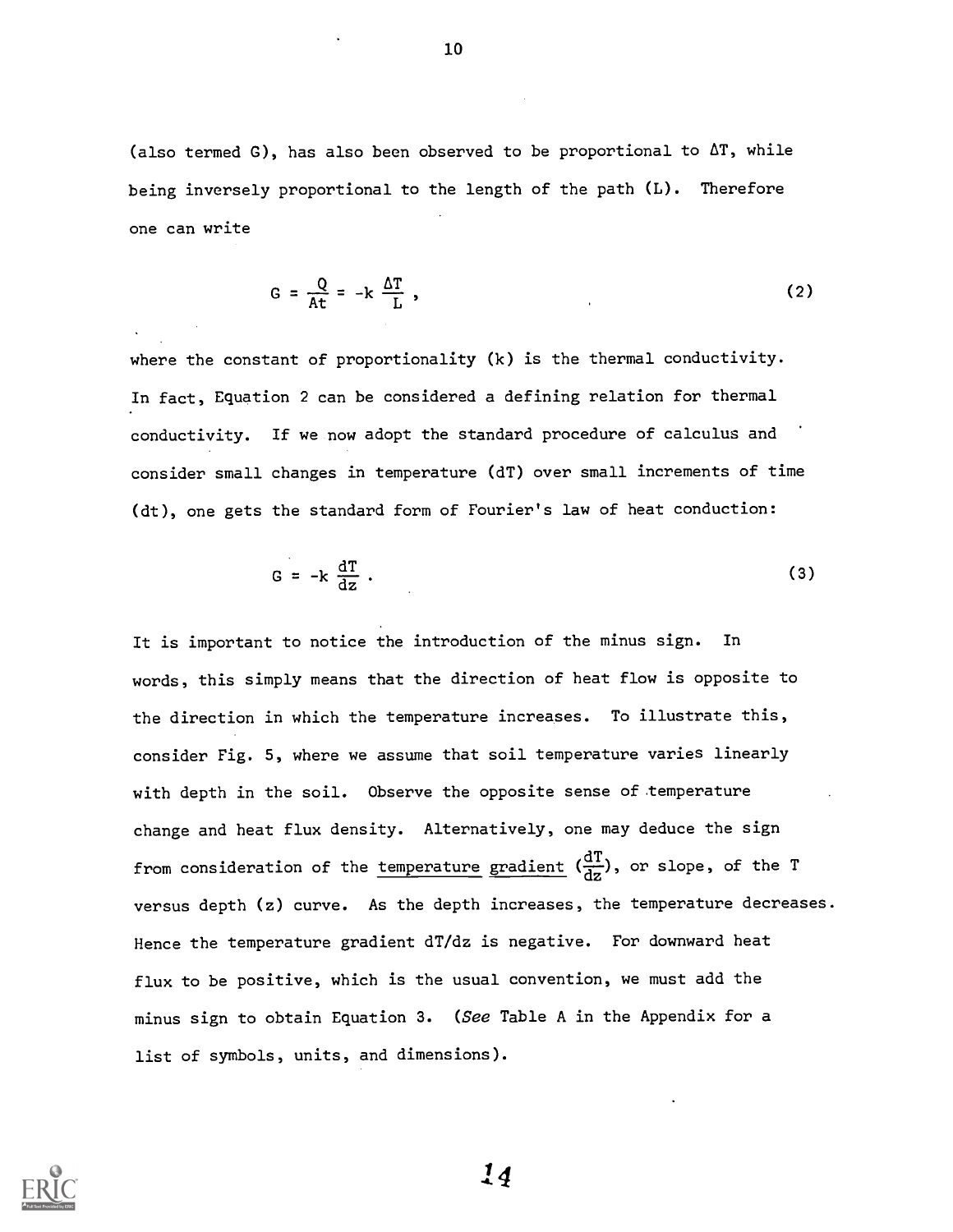(also termed G), has also been observed to be proportional to $\Delta T$, while being inversely proportional to the length of the path (L). Therefore one can write

$$G = \frac{Q}{At} = -k \frac{\Delta T}{L} , \tag{2}$$

where the constant of proportionality (k) is the thermal conductivity. In fact, Equation 2 can be considered a defining relation for thermal conductivity. If we now adopt the standard procedure of calculus and consider small changes in temperature (dT) over small increments of time (dt), one gets the standard form of Fourier's law of heat conduction:

$$G = -k \frac{dT}{dz} . \tag{3}$$

It is important to notice the introduction of the minus sign. In words, this simply means that the direction of heat flow is opposite to the direction in which the temperature increases. To illustrate this, consider Fig. 5, where we assume that soil temperature varies linearly with depth in the soil. Observe the opposite sense of temperature change and heat flux density. Alternatively, one may deduce the sign from consideration of the temperature gradient ($\frac{dT}{dz}$), or slope, of the T versus depth (z) curve. As the depth increases, the temperature decreases. Hence the temperature gradient dT/dz is negative. For downward heat flux to be positive, which is the usual convention, we must add the minus sign to obtain Equation 3. (*See* Table A in the Appendix for a list of symbols, units, and dimensions).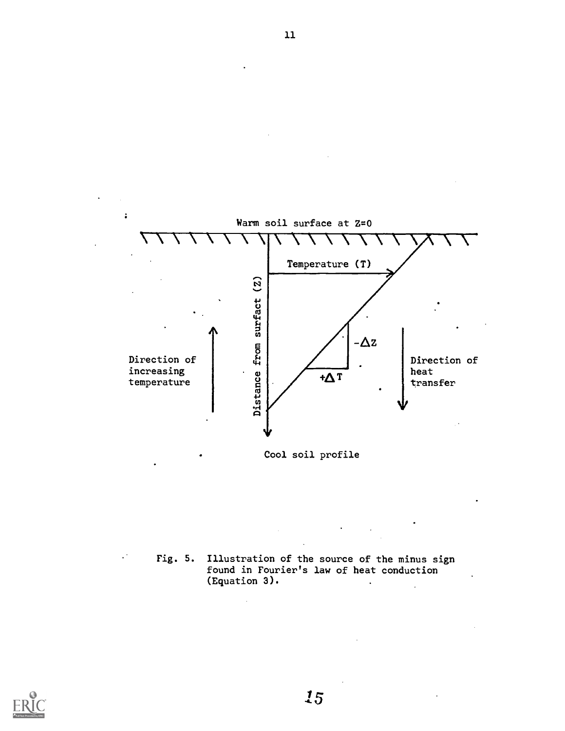Warm soil surface at Z=0

Temperature (T)

Distance from surfact (Z)

$-\Delta Z$

$+\Delta T$

Direction of increasing temperature

Direction of heat transfer

Cool soil profile

Fig. 5. Illustration of the source of the minus sign found in Fourier's law of heat conduction (Equation 3).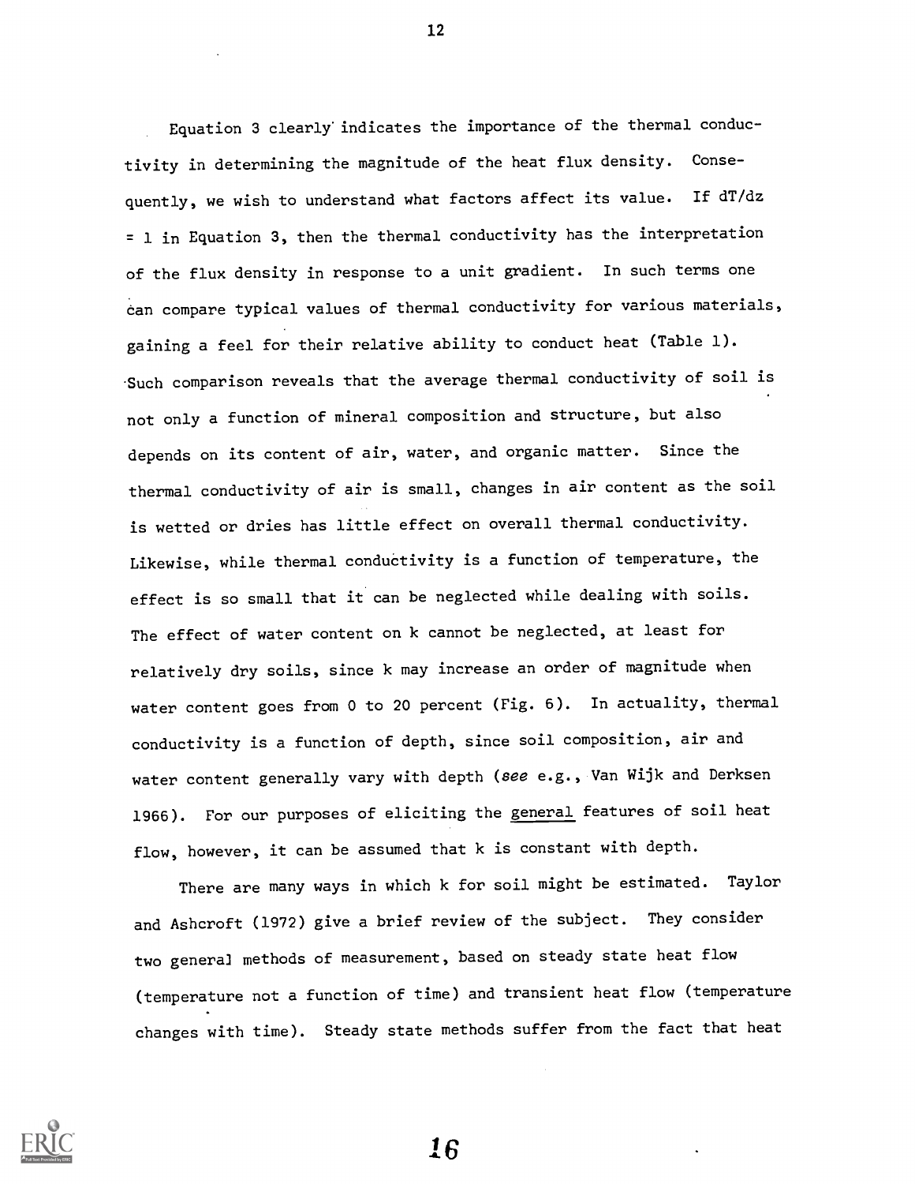Equation 3 clearly indicates the importance of the thermal conductivity in determining the magnitude of the heat flux density. Consequently, we wish to understand what factors affect its value. If $dT/dz = 1$ in Equation 3, then the thermal conductivity has the interpretation of the flux density in response to a unit gradient. In such terms one can compare typical values of thermal conductivity for various materials, gaining a feel for their relative ability to conduct heat (Table 1). Such comparison reveals that the average thermal conductivity of soil is not only a function of mineral composition and structure, but also depends on its content of air, water, and organic matter. Since the thermal conductivity of air is small, changes in air content as the soil is wetted or dries has little effect on overall thermal conductivity. Likewise, while thermal conductivity is a function of temperature, the effect is so small that it can be neglected while dealing with soils. The effect of water content on k cannot be neglected, at least for relatively dry soils, since k may increase an order of magnitude when water content goes from 0 to 20 percent (Fig. 6). In actuality, thermal conductivity is a function of depth, since soil composition, air and water content generally vary with depth (*see* e.g., Van Wijk and Derksen 1966). For our purposes of eliciting the general features of soil heat flow, however, it can be assumed that k is constant with depth.

There are many ways in which k for soil might be estimated. Taylor and Ashcroft (1972) give a brief review of the subject. They consider two general methods of measurement, based on steady state heat flow (temperature not a function of time) and transient heat flow (temperature changes with time). Steady state methods suffer from the fact that heat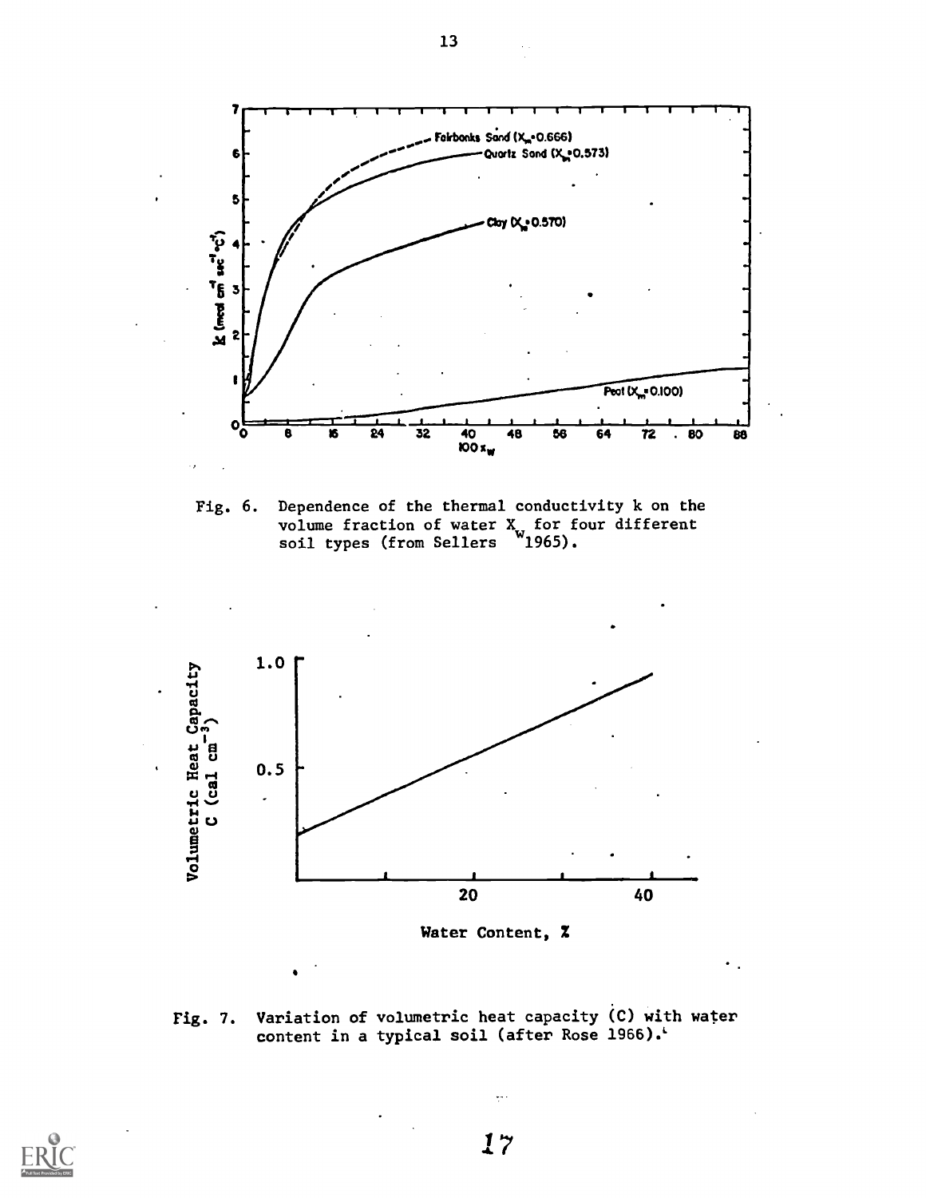Fig. 6. Dependence of the thermal conductivity k on the volume fraction of water $X_w$ for four different soil types (from Sellers 1965).

Fig. 7. Variation of volumetric heat capacity (C) with water content in a typical soil (after Rose 1966).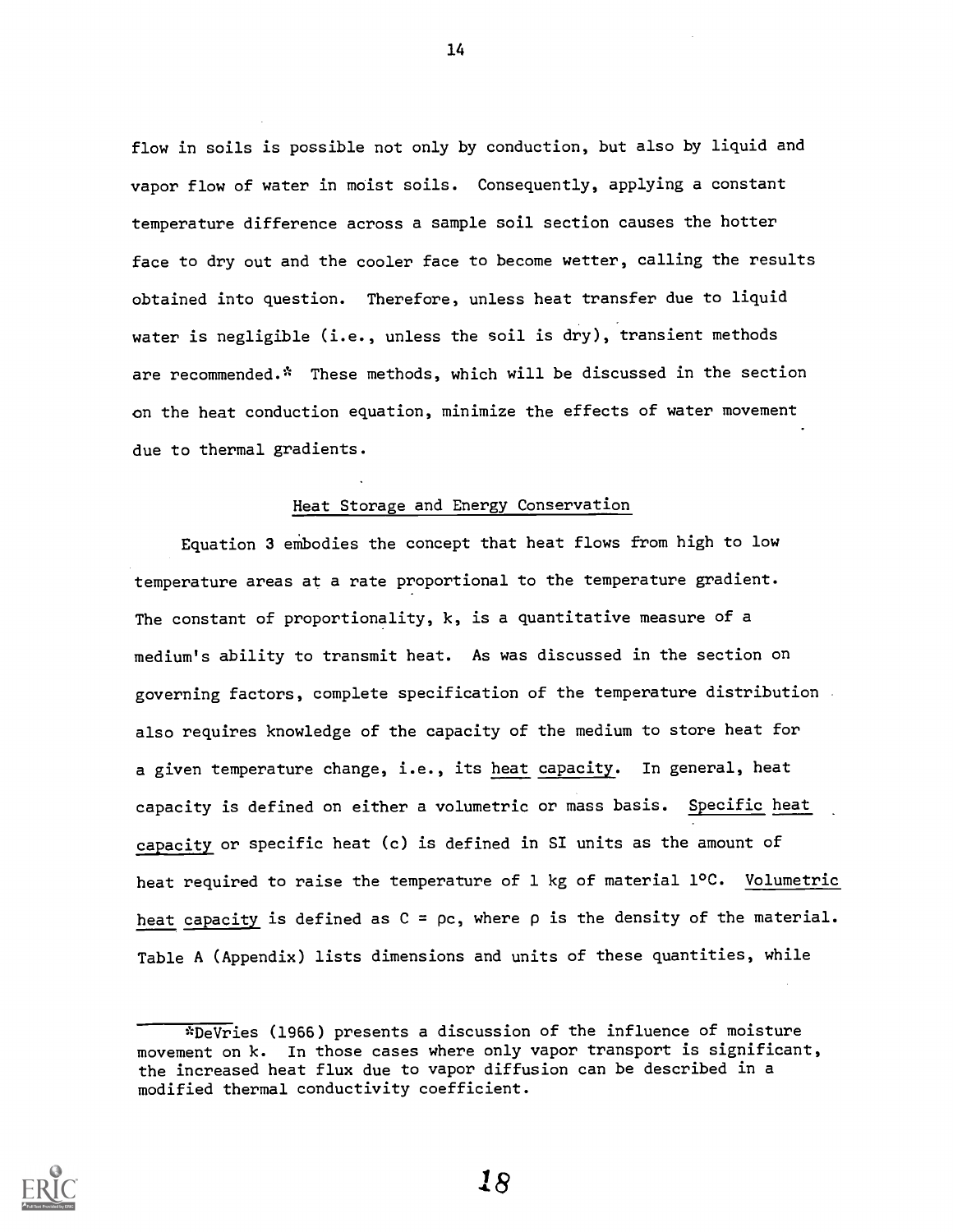flow in soils is possible not only by conduction, but also by liquid and vapor flow of water in moist soils. Consequently, applying a constant temperature difference across a sample soil section causes the hotter face to dry out and the cooler face to become wetter, calling the results obtained into question. Therefore, unless heat transfer due to liquid water is negligible (i.e., unless the soil is dry), transient methods are recommended.* These methods, which will be discussed in the section on the heat conduction equation, minimize the effects of water movement due to thermal gradients.

## Heat Storage and Energy Conservation

Equation 3 embodies the concept that heat flows from high to low temperature areas at a rate proportional to the temperature gradient. The constant of proportionality, $k$, is a quantitative measure of a medium's ability to transmit heat. As was discussed in the section on governing factors, complete specification of the temperature distribution also requires knowledge of the capacity of the medium to store heat for a given temperature change, i.e., its heat capacity. In general, heat capacity is defined on either a volumetric or mass basis. Specific heat capacity or specific heat ($c$) is defined in SI units as the amount of heat required to raise the temperature of 1 kg of material 1°C. Volumetric heat capacity is defined as $C = \rho c$, where $\rho$ is the density of the material. Table A (Appendix) lists dimensions and units of these quantities, while

*DeVries (1966) presents a discussion of the influence of moisture movement on $k$. In those cases where only vapor transport is significant, the increased heat flux due to vapor diffusion can be described in a modified thermal conductivity coefficient.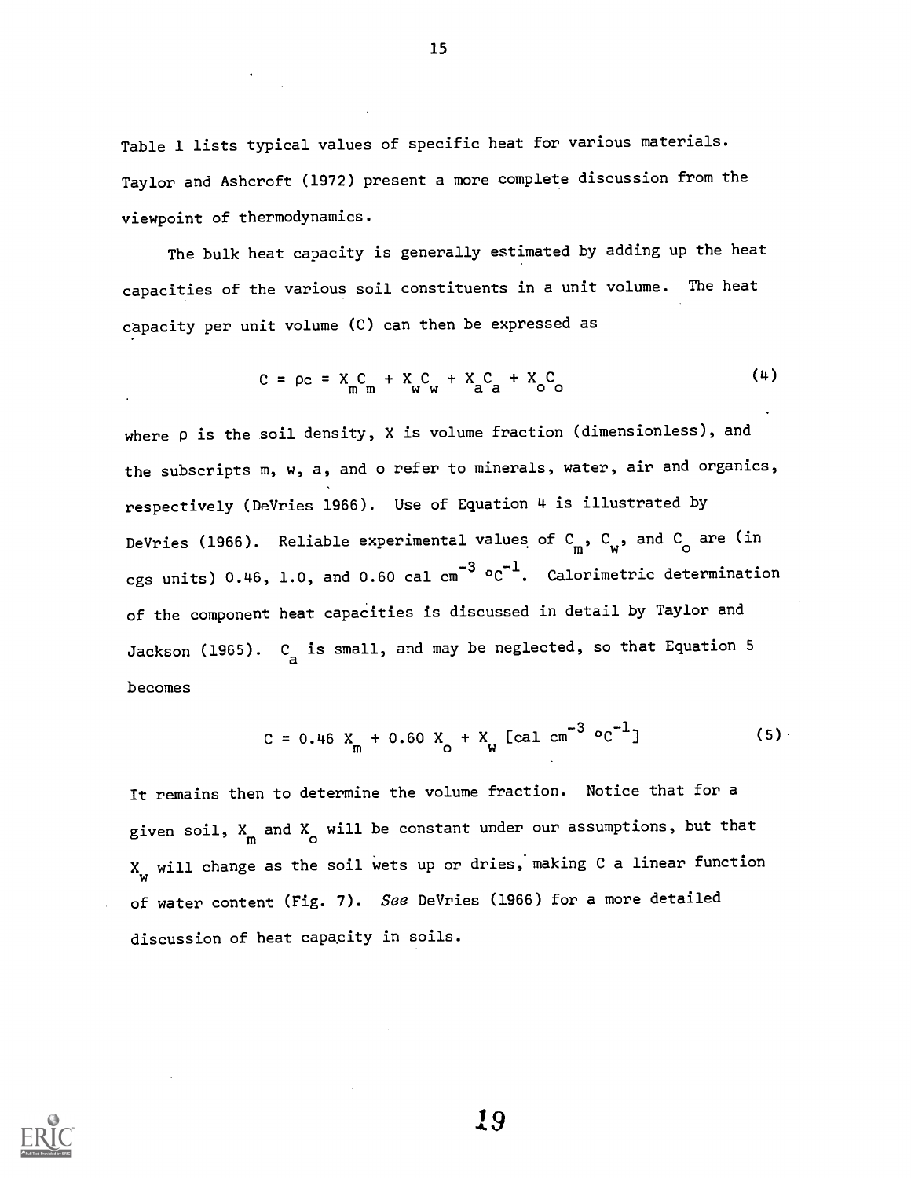Table 1 lists typical values of specific heat for various materials. Taylor and Ashcroft (1972) present a more complete discussion from the viewpoint of thermodynamics.

The bulk heat capacity is generally estimated by adding up the heat capacities of the various soil constituents in a unit volume. The heat capacity per unit volume (C) can then be expressed as

$$C = \rho c = X_m C_m + X_w C_w + X_a C_a + X_o C_o \tag{4}$$

where $\rho$ is the soil density, X is volume fraction (dimensionless), and the subscripts m, w, a, and o refer to minerals, water, air and organics, respectively (DeVries 1966). Use of Equation 4 is illustrated by DeVries (1966). Reliable experimental values of $C_m$, $C_w$, and $C_o$ are (in cgs units) 0.46, 1.0, and 0.60 cal $cm^{-3}$ $^oC^{-1}$. Calorimetric determination of the component heat capacities is discussed in detail by Taylor and Jackson (1965). $C_a$ is small, and may be neglected, so that Equation 5 becomes

$$C = 0.46\ X_m + 0.60\ X_o + X_w\ [\text{cal cm}^{-3}\ {}^oC^{-1}] \tag{5}$$

It remains then to determine the volume fraction. Notice that for a given soil, $X_m$ and $X_o$ will be constant under our assumptions, but that $X_w$ will change as the soil wets up or dries, making C a linear function of water content (Fig. 7). *See* DeVries (1966) for a more detailed discussion of heat capacity in soils.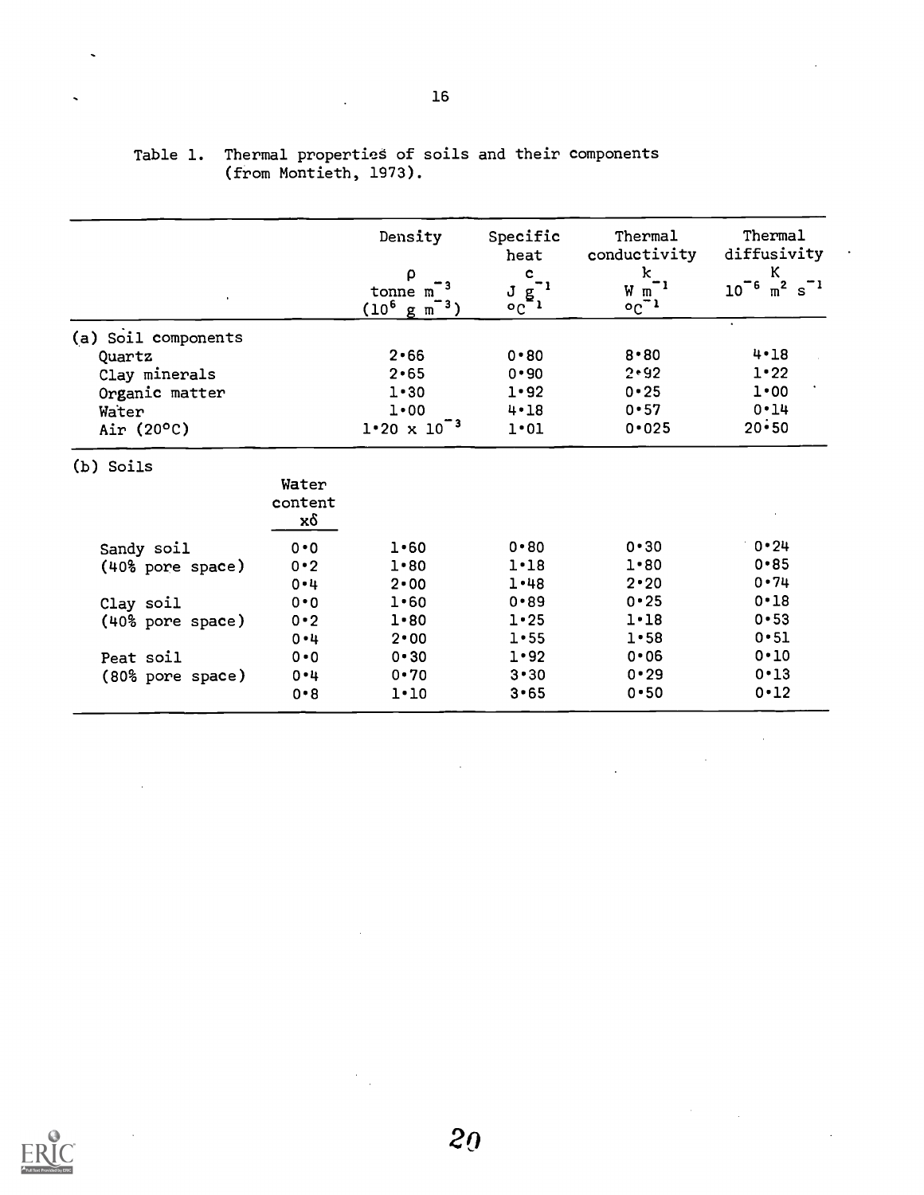Table 1. Thermal properties of soils and their components (from Montieth, 1973).

| | | Density $\rho$ tonne $m^{-3}$ ($10^6$ g $m^{-3}$) | Specific heat c J $g^{-1}$ $°C^{-1}$ | Thermal conductivity k W $m^{-1}$ $°C^{-1}$ | Thermal diffusivity K $10^{-6}$ $m^2$ $s^{-1}$ |
|---|---|---|---|---|---|
| (a) Soil components | | | | | |
| Quartz | | 2·66 | 0·80 | 8·80 | 4·18 |
| Clay minerals | | 2·65 | 0·90 | 2·92 | 1·22 |
| Organic matter | | 1·30 | 1·92 | 0·25 | 1·00 |
| Water | | 1·00 | 4·18 | 0·57 | 0·14 |
| Air (20°C) | | $1{\cdot}20 \times 10^{-3}$ | 1·01 | 0·025 | 20·50 |
| (b) Soils | Water content $x\delta$ | | | | |
| Sandy soil | 0·0 | 1·60 | 0·80 | 0·30 | 0·24 |
| (40% pore space) | 0·2 | 1·80 | 1·18 | 1·80 | 0·85 |
| | 0·4 | 2·00 | 1·48 | 2·20 | 0·74 |
| Clay soil | 0·0 | 1·60 | 0·89 | 0·25 | 0·18 |
| (40% pore space) | 0·2 | 1·80 | 1·25 | 1·18 | 0·53 |
| | 0·4 | 2·00 | 1·55 | 1·58 | 0·51 |
| Peat soil | 0·0 | 0·30 | 1·92 | 0·06 | 0·10 |
| (80% pore space) | 0·4 | 0·70 | 3·30 | 0·29 | 0·13 |
| | 0·8 | 1·10 | 3·65 | 0·50 | 0·12 |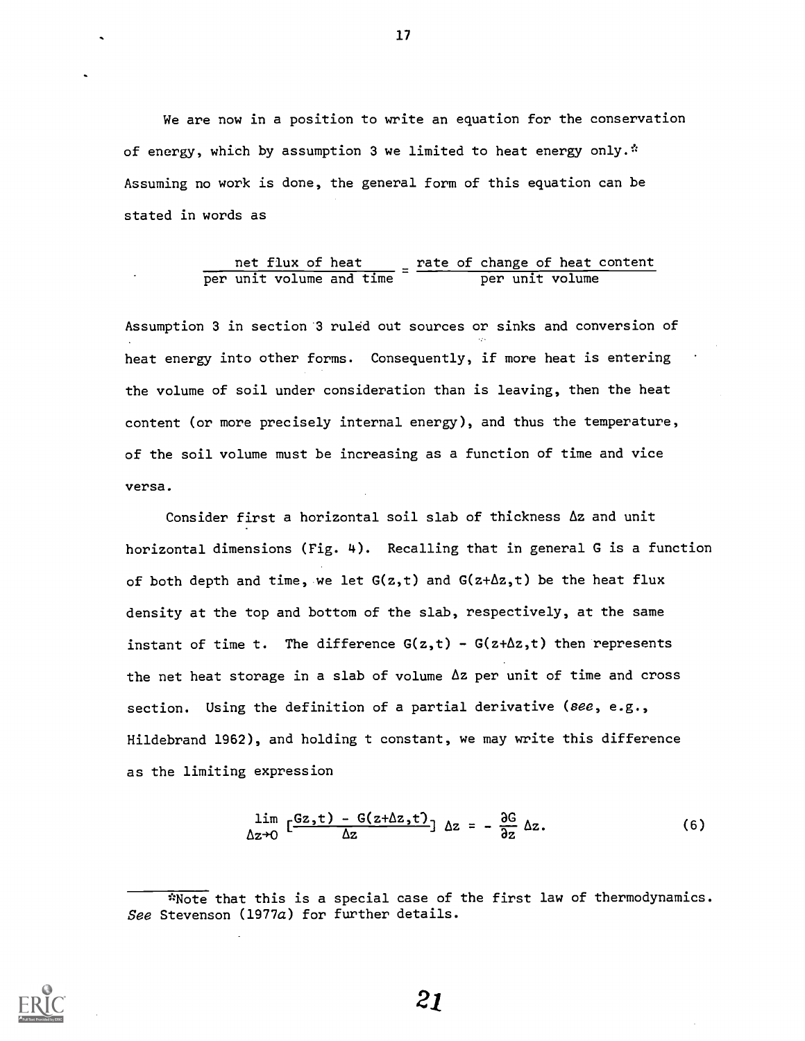We are now in a position to write an equation for the conservation of energy, which by assumption 3 we limited to heat energy only.* Assuming no work is done, the general form of this equation can be stated in words as

$$\frac{\text{net flux of heat}}{\text{per unit volume and time}} = \frac{\text{rate of change of heat content}}{\text{per unit volume}}$$

Assumption 3 in section 3 ruled out sources or sinks and conversion of heat energy into other forms. Consequently, if more heat is entering the volume of soil under consideration than is leaving, then the heat content (or more precisely internal energy), and thus the temperature, of the soil volume must be increasing as a function of time and vice versa.

Consider first a horizontal soil slab of thickness $\Delta z$ and unit horizontal dimensions (Fig. 4). Recalling that in general G is a function of both depth and time, we let $G(z,t)$ and $G(z+\Delta z,t)$ be the heat flux density at the top and bottom of the slab, respectively, at the same instant of time t. The difference $G(z,t) - G(z+\Delta z,t)$ then represents the net heat storage in a slab of volume $\Delta z$ per unit of time and cross section. Using the definition of a partial derivative (*see*, e.g., Hildebrand 1962), and holding t constant, we may write this difference as the limiting expression

$$\lim_{\Delta z \to 0} \left[\frac{Gz,t) - G(z+\Delta z,t)}{\Delta z}\right] \Delta z = -\frac{\partial G}{\partial z} \Delta z. \tag{6}$$

---

*Note that this is a special case of the first law of thermodynamics. *See* Stevenson (1977*a*) for further details.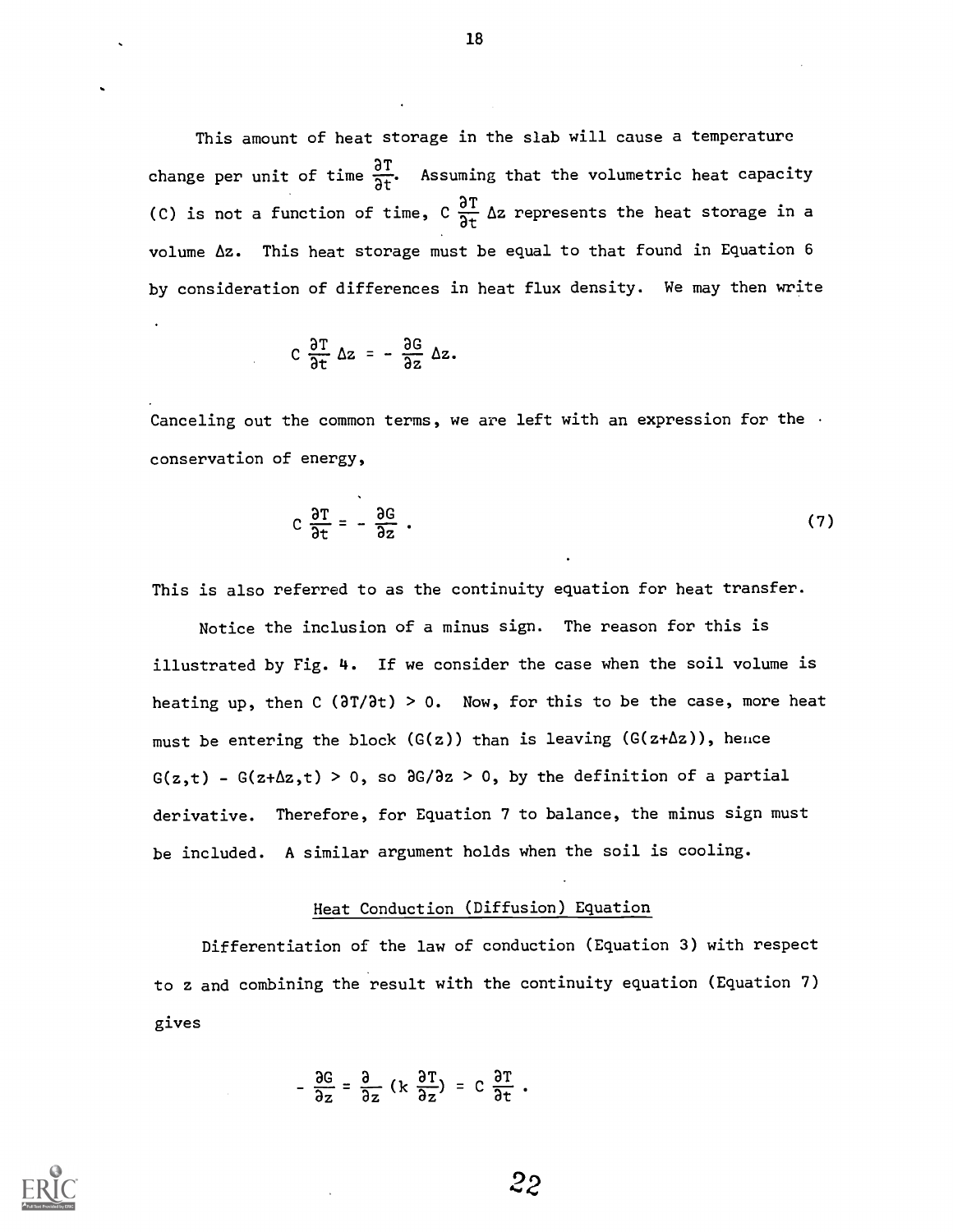This amount of heat storage in the slab will cause a temperature change per unit of time $\frac{\partial T}{\partial t}$. Assuming that the volumetric heat capacity (C) is not a function of time, $C \frac{\partial T}{\partial t} \Delta z$ represents the heat storage in a volume $\Delta z$. This heat storage must be equal to that found in Equation 6 by consideration of differences in heat flux density. We may then write

$$C \frac{\partial T}{\partial t} \Delta z = - \frac{\partial G}{\partial z} \Delta z.$$

Canceling out the common terms, we are left with an expression for the conservation of energy,

$$C \frac{\partial T}{\partial t} = - \frac{\partial G}{\partial z} . \tag{7}$$

This is also referred to as the continuity equation for heat transfer.

Notice the inclusion of a minus sign. The reason for this is illustrated by Fig. 4. If we consider the case when the soil volume is heating up, then $C\ (\partial T/\partial t) > 0$. Now, for this to be the case, more heat must be entering the block ($G(z)$) than is leaving ($G(z+\Delta z)$), hence $G(z,t) - G(z+\Delta z,t) > 0$, so $\partial G/\partial z > 0$, by the definition of a partial derivative. Therefore, for Equation 7 to balance, the minus sign must be included. A similar argument holds when the soil is cooling.

### Heat Conduction (Diffusion) Equation

Differentiation of the law of conduction (Equation 3) with respect to z and combining the result with the continuity equation (Equation 7) gives

$$- \frac{\partial G}{\partial z} = \frac{\partial}{\partial z} (k \frac{\partial T}{\partial z}) = C \frac{\partial T}{\partial t} .$$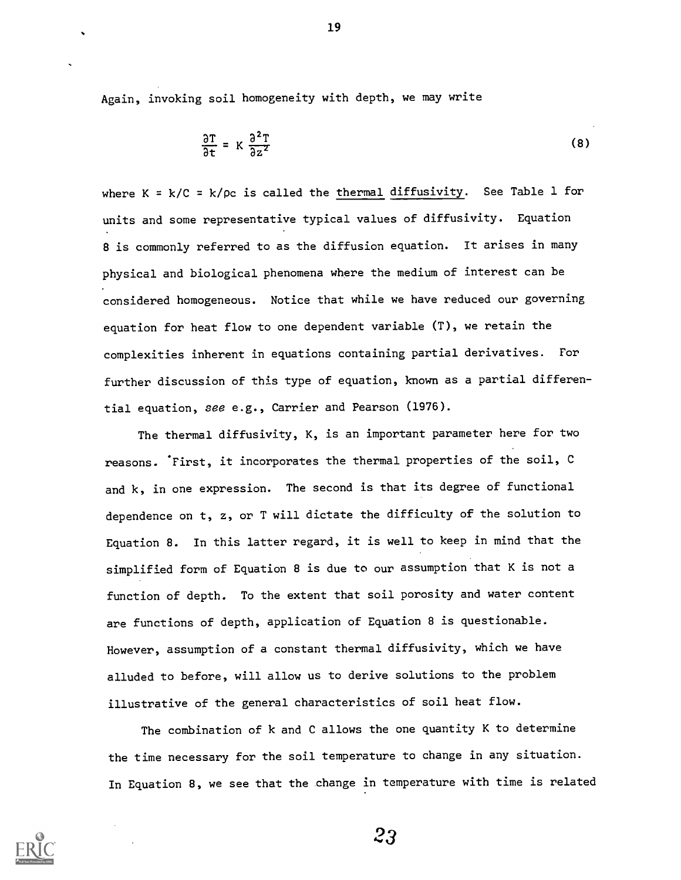Again, invoking soil homogeneity with depth, we may write

$$\frac{\partial T}{\partial t} = K \frac{\partial^2 T}{\partial z^2} \tag{8}$$

where $K = k/C = k/\rho c$ is called the thermal diffusivity. See Table 1 for units and some representative typical values of diffusivity. Equation 8 is commonly referred to as the diffusion equation. It arises in many physical and biological phenomena where the medium of interest can be considered homogeneous. Notice that while we have reduced our governing equation for heat flow to one dependent variable (T), we retain the complexities inherent in equations containing partial derivatives. For further discussion of this type of equation, known as a partial differential equation, *see* e.g., Carrier and Pearson (1976).

The thermal diffusivity, K, is an important parameter here for two reasons. First, it incorporates the thermal properties of the soil, C and k, in one expression. The second is that its degree of functional dependence on t, z, or T will dictate the difficulty of the solution to Equation 8. In this latter regard, it is well to keep in mind that the simplified form of Equation 8 is due to our assumption that K is not a function of depth. To the extent that soil porosity and water content are functions of depth, application of Equation 8 is questionable. However, assumption of a constant thermal diffusivity, which we have alluded to before, will allow us to derive solutions to the problem illustrative of the general characteristics of soil heat flow.

The combination of k and C allows the one quantity K to determine the time necessary for the soil temperature to change in any situation. In Equation 8, we see that the change in temperature with time is related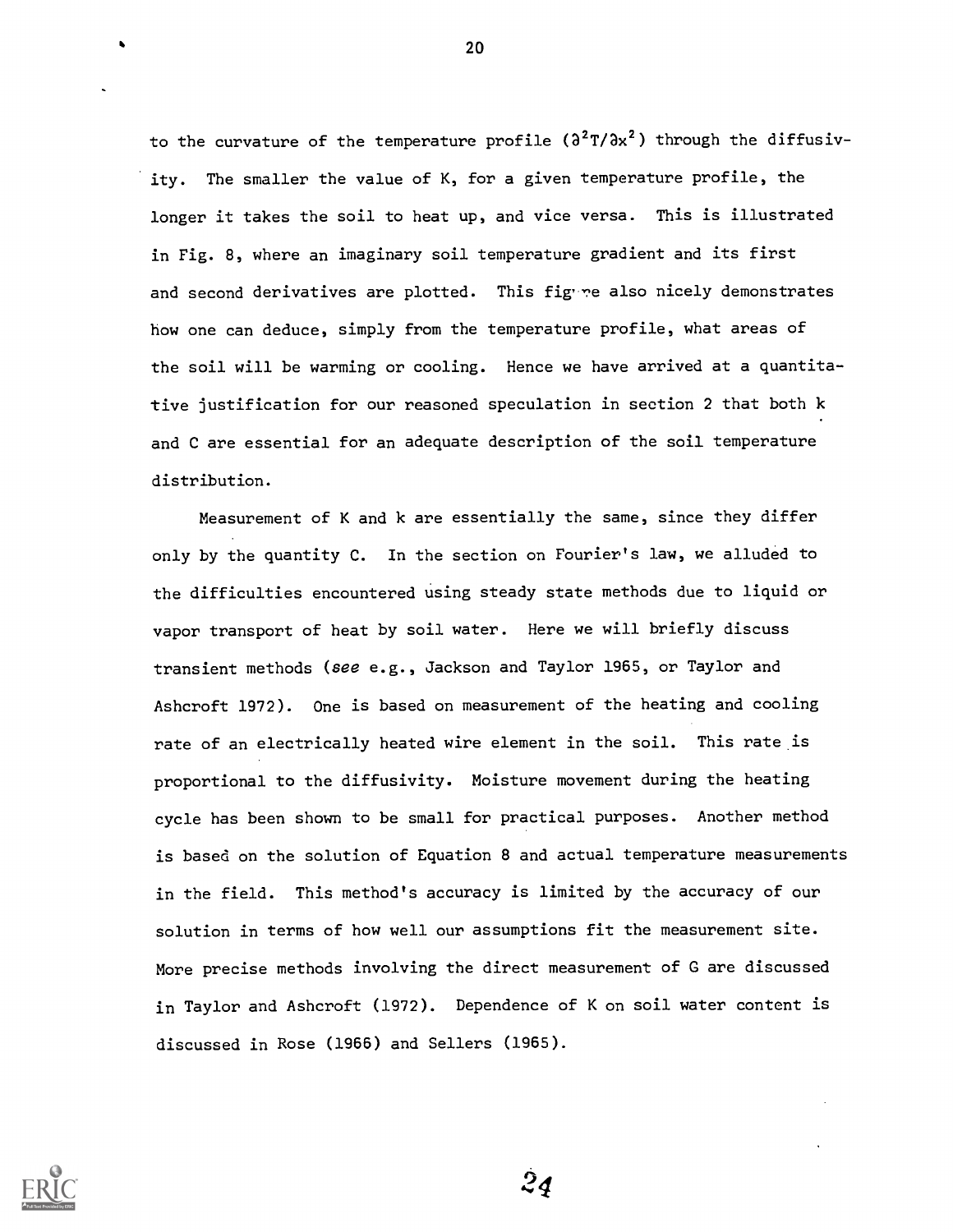to the curvature of the temperature profile ($\partial^2 T/\partial x^2$) through the diffusivity. The smaller the value of K, for a given temperature profile, the longer it takes the soil to heat up, and vice versa. This is illustrated in Fig. 8, where an imaginary soil temperature gradient and its first and second derivatives are plotted. This figure also nicely demonstrates how one can deduce, simply from the temperature profile, what areas of the soil will be warming or cooling. Hence we have arrived at a quantitative justification for our reasoned speculation in section 2 that both k and C are essential for an adequate description of the soil temperature distribution.

Measurement of K and k are essentially the same, since they differ only by the quantity C. In the section on Fourier's law, we alluded to the difficulties encountered using steady state methods due to liquid or vapor transport of heat by soil water. Here we will briefly discuss transient methods (*see* e.g., Jackson and Taylor 1965, or Taylor and Ashcroft 1972). One is based on measurement of the heating and cooling rate of an electrically heated wire element in the soil. This rate is proportional to the diffusivity. Moisture movement during the heating cycle has been shown to be small for practical purposes. Another method is based on the solution of Equation 8 and actual temperature measurements in the field. This method's accuracy is limited by the accuracy of our solution in terms of how well our assumptions fit the measurement site. More precise methods involving the direct measurement of G are discussed in Taylor and Ashcroft (1972). Dependence of K on soil water content is discussed in Rose (1966) and Sellers (1965).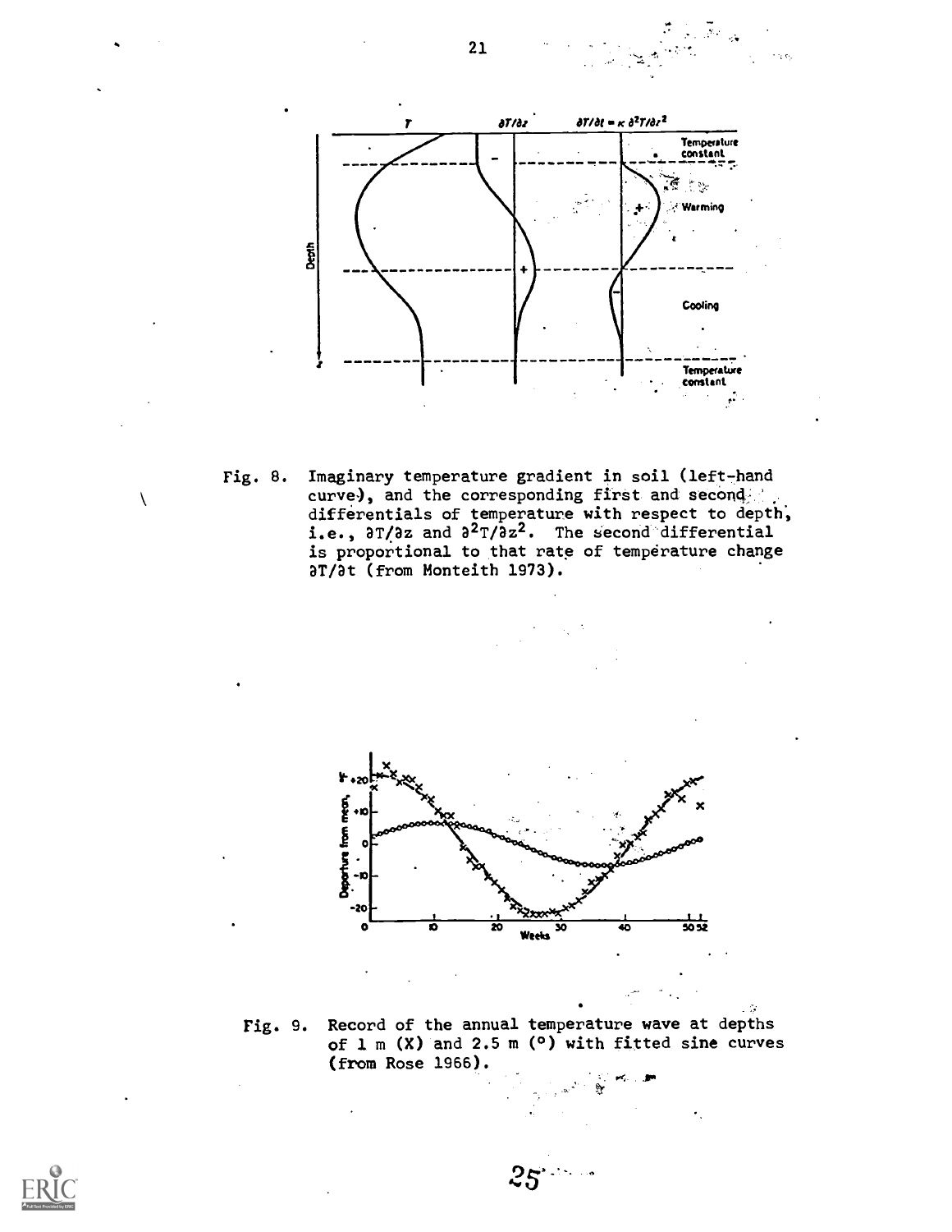Fig. 8. Imaginary temperature gradient in soil (left-hand curve), and the corresponding first and second differentials of temperature with respect to depth, i.e., $\partial T/\partial z$ and $\partial^2 T/\partial z^2$. The second differential is proportional to that rate of temperature change $\partial T/\partial t$ (from Monteith 1973).

Fig. 9. Record of the annual temperature wave at depths of 1 m (X) and 2.5 m (°) with fitted sine curves (from Rose 1966).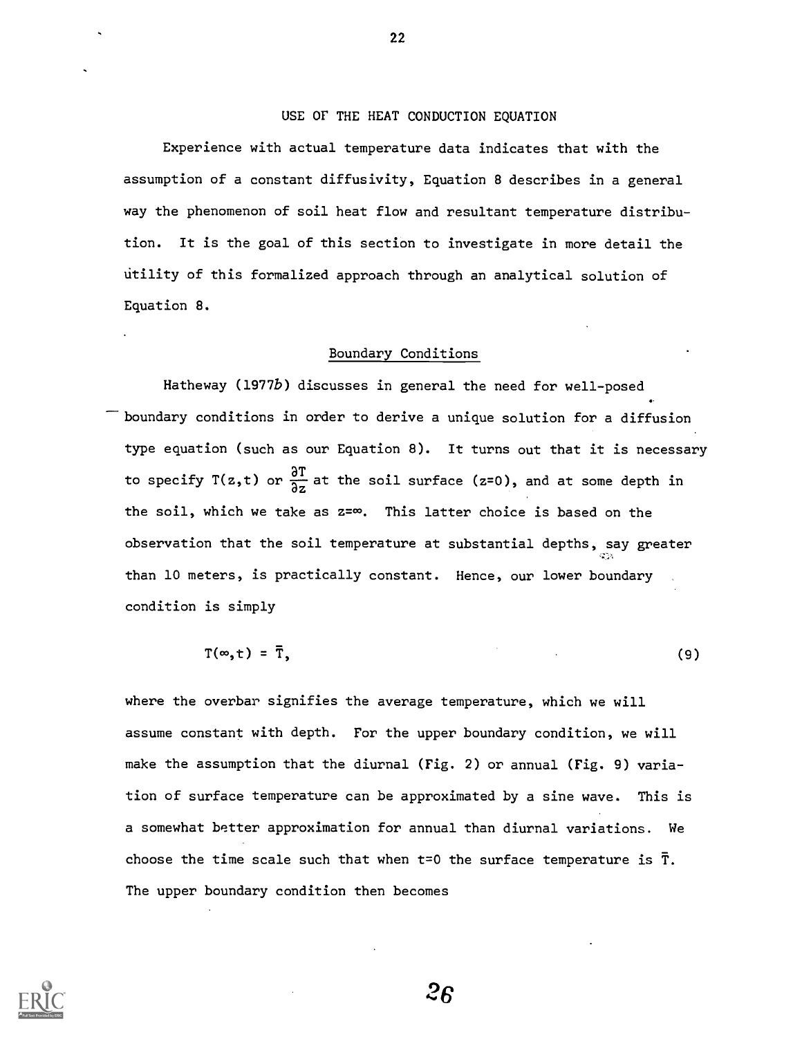## USE OF THE HEAT CONDUCTION EQUATION

Experience with actual temperature data indicates that with the assumption of a constant diffusivity, Equation 8 describes in a general way the phenomenon of soil heat flow and resultant temperature distribution. It is the goal of this section to investigate in more detail the utility of this formalized approach through an analytical solution of Equation 8.

### Boundary Conditions

Hatheway (1977*b*) discusses in general the need for well-posed boundary conditions in order to derive a unique solution for a diffusion type equation (such as our Equation 8). It turns out that it is necessary to specify $T(z,t)$ or $\frac{\partial T}{\partial z}$ at the soil surface ($z=0$), and at some depth in the soil, which we take as $z=\infty$. This latter choice is based on the observation that the soil temperature at substantial depths, say greater than 10 meters, is practically constant. Hence, our lower boundary condition is simply

$$T(\infty,t) = \bar{T}, \tag{9}$$

where the overbar signifies the average temperature, which we will assume constant with depth. For the upper boundary condition, we will make the assumption that the diurnal (Fig. 2) or annual (Fig. 9) variation of surface temperature can be approximated by a sine wave. This is a somewhat better approximation for annual than diurnal variations. We choose the time scale such that when $t=0$ the surface temperature is $\bar{T}$. The upper boundary condition then becomes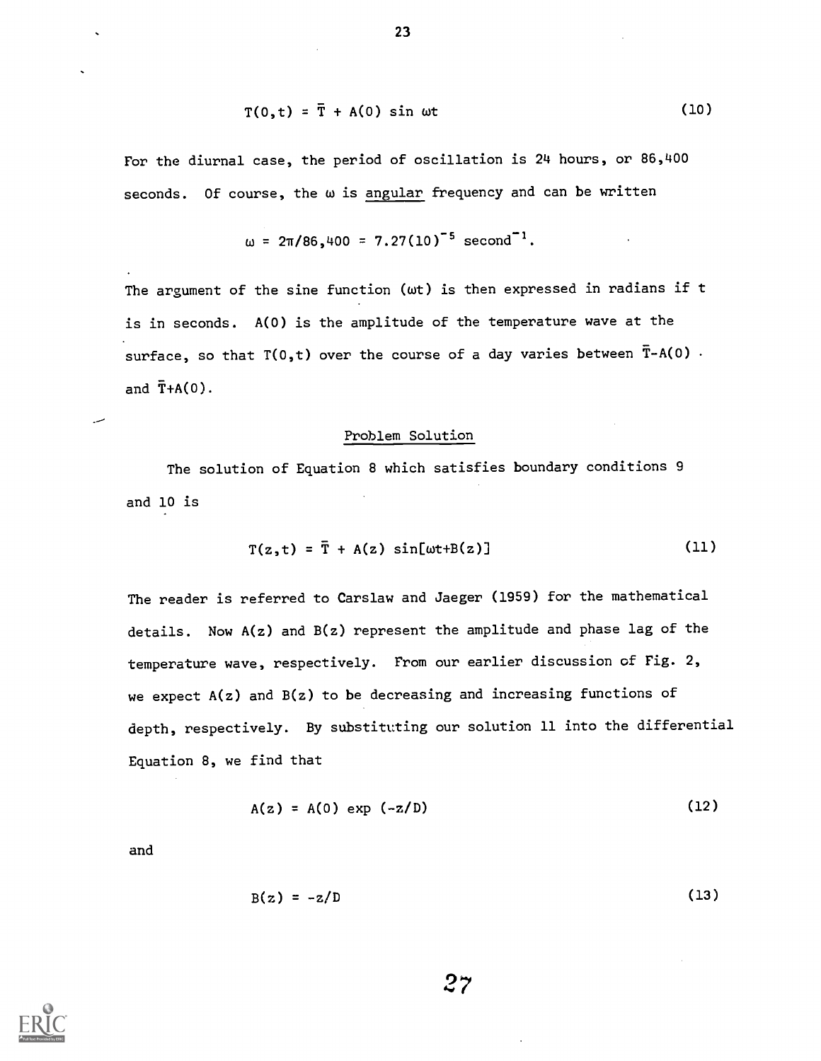$$T(0,t) = \bar{T} + A(0) \sin \omega t \tag{10}$$

For the diurnal case, the period of oscillation is 24 hours, or 86,400 seconds. Of course, the $\omega$ is <u>angular</u> frequency and can be written

$$\omega = 2\pi/86{,}400 = 7.27(10)^{-5} \text{ second}^{-1}.$$

The argument of the sine function ($\omega t$) is then expressed in radians if t is in seconds. A(0) is the amplitude of the temperature wave at the surface, so that T(0,t) over the course of a day varies between $\bar{T}$-A(0) and $\bar{T}$+A(0).

## Problem Solution

The solution of Equation 8 which satisfies boundary conditions 9 and 10 is

$$T(z,t) = \bar{T} + A(z) \sin[\omega t + B(z)] \tag{11}$$

The reader is referred to Carslaw and Jaeger (1959) for the mathematical details. Now A(z) and B(z) represent the amplitude and phase lag of the temperature wave, respectively. From our earlier discussion of Fig. 2, we expect A(z) and B(z) to be decreasing and increasing functions of depth, respectively. By substituting our solution 11 into the differential Equation 8, we find that

$$A(z) = A(0) \exp(-z/D) \tag{12}$$

and

$$B(z) = -z/D \tag{13}$$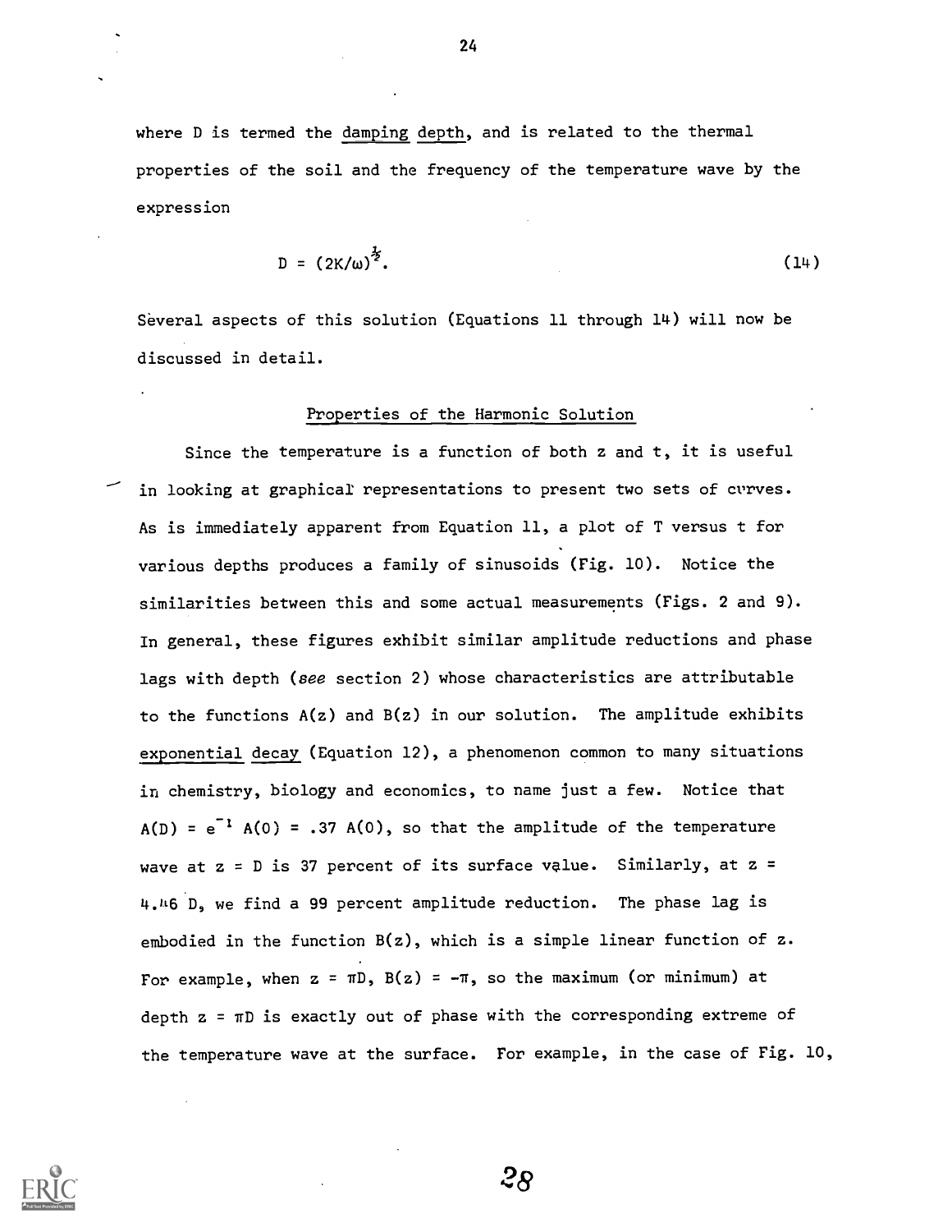where D is termed the damping depth, and is related to the thermal properties of the soil and the frequency of the temperature wave by the expression

$$D = (2K/\omega)^{\frac{1}{2}}. \qquad (14)$$

Several aspects of this solution (Equations 11 through 14) will now be discussed in detail.

## Properties of the Harmonic Solution

Since the temperature is a function of both z and t, it is useful in looking at graphical representations to present two sets of curves. As is immediately apparent from Equation 11, a plot of T versus t for various depths produces a family of sinusoids (Fig. 10). Notice the similarities between this and some actual measurements (Figs. 2 and 9). In general, these figures exhibit similar amplitude reductions and phase lags with depth (*see* section 2) whose characteristics are attributable to the functions $A(z)$ and $B(z)$ in our solution. The amplitude exhibits exponential decay (Equation 12), a phenomenon common to many situations in chemistry, biology and economics, to name just a few. Notice that $A(D) = e^{-1} A(0) = .37\ A(0)$, so that the amplitude of the temperature wave at $z = D$ is 37 percent of its surface value. Similarly, at $z = 4.46\ D$, we find a 99 percent amplitude reduction. The phase lag is embodied in the function $B(z)$, which is a simple linear function of z. For example, when $z = \pi D$, $B(z) = -\pi$, so the maximum (or minimum) at depth $z = \pi D$ is exactly out of phase with the corresponding extreme of the temperature wave at the surface. For example, in the case of Fig. 10,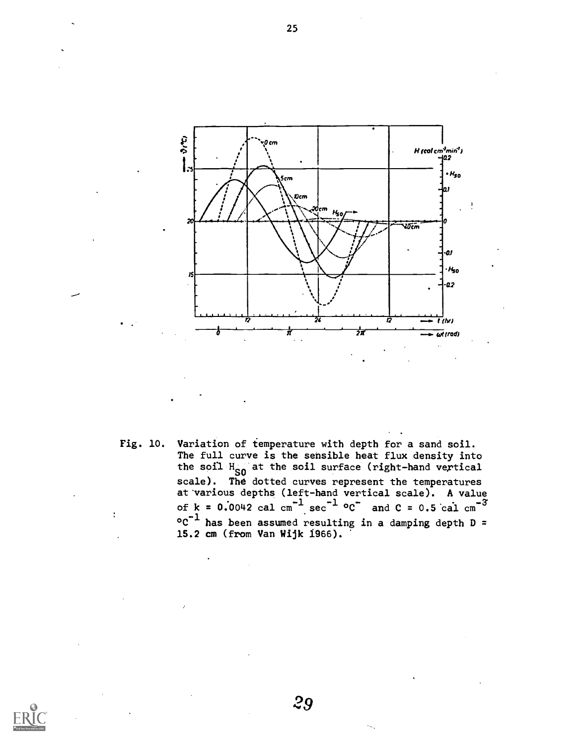Fig. 10. Variation of temperature with depth for a sand soil. The full curve is the sensible heat flux density into the soil $H_{SO}$ at the soil surface (right-hand vertical scale). The dotted curves represent the temperatures at various depths (left-hand vertical scale). A value of $k = 0.0042$ cal $cm^{-1}$ $sec^{-1}$ $°C^{-}$ and $C = 0.5$ cal $cm^{-3}$ $°C^{-1}$ has been assumed resulting in a damping depth $D$ = 15.2 cm (from Van Wijk 1966).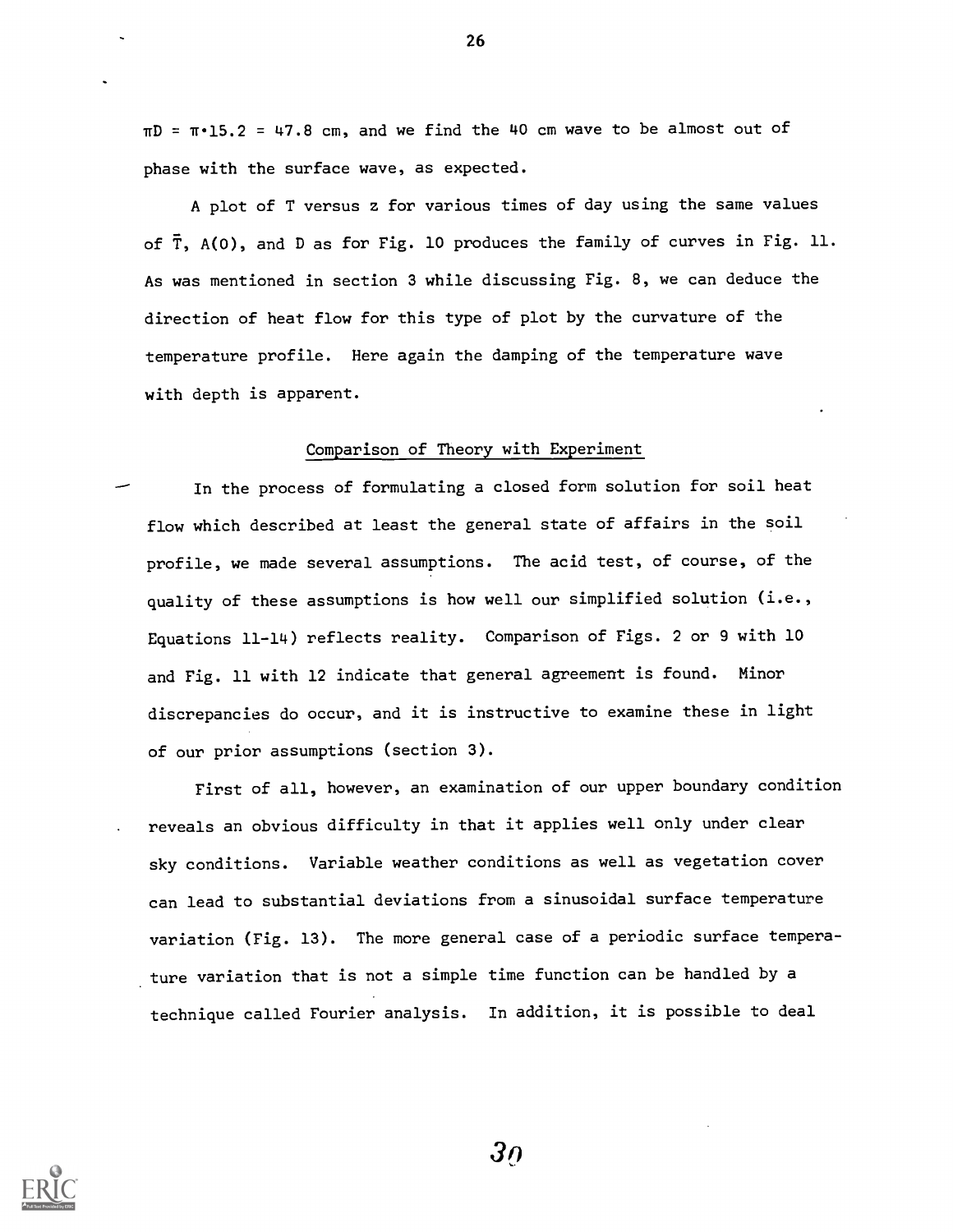$\pi D = \pi \cdot 15.2 = 47.8$ cm, and we find the 40 cm wave to be almost out of phase with the surface wave, as expected.

A plot of T versus z for various times of day using the same values of $\bar{T}$, A(0), and D as for Fig. 10 produces the family of curves in Fig. 11. As was mentioned in section 3 while discussing Fig. 8, we can deduce the direction of heat flow for this type of plot by the curvature of the temperature profile. Here again the damping of the temperature wave with depth is apparent.

## Comparison of Theory with Experiment

In the process of formulating a closed form solution for soil heat flow which described at least the general state of affairs in the soil profile, we made several assumptions. The acid test, of course, of the quality of these assumptions is how well our simplified solution (i.e., Equations 11-14) reflects reality. Comparison of Figs. 2 or 9 with 10 and Fig. 11 with 12 indicate that general agreement is found. Minor discrepancies do occur, and it is instructive to examine these in light of our prior assumptions (section 3).

First of all, however, an examination of our upper boundary condition reveals an obvious difficulty in that it applies well only under clear sky conditions. Variable weather conditions as well as vegetation cover can lead to substantial deviations from a sinusoidal surface temperature variation (Fig. 13). The more general case of a periodic surface temperature variation that is not a simple time function can be handled by a technique called Fourier analysis. In addition, it is possible to deal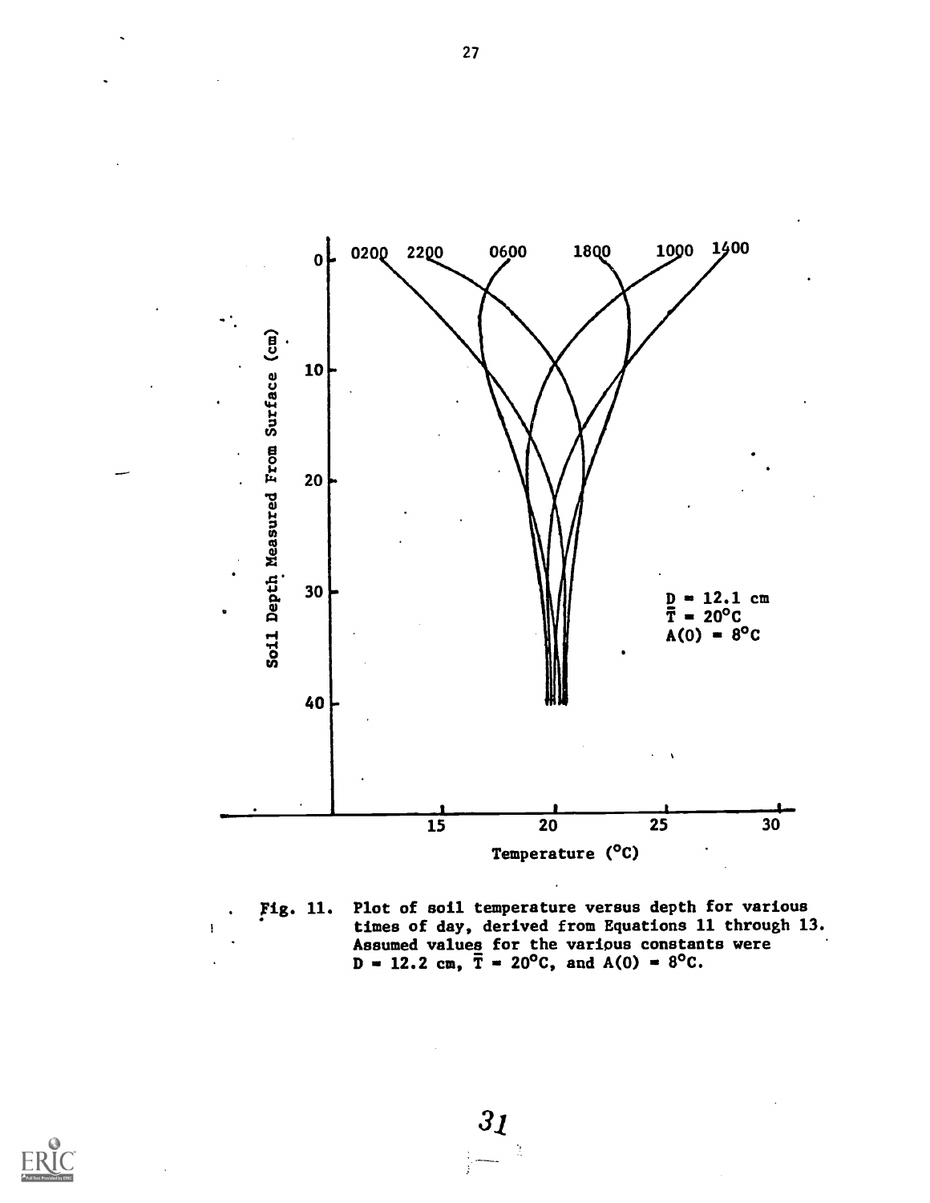Fig. 11. Plot of soil temperature versus depth for various times of day, derived from Equations 11 through 13. Assumed values for the various constants were $D = 12.2$ cm, $\bar{T} = 20°C$, and $A(0) = 8°C$.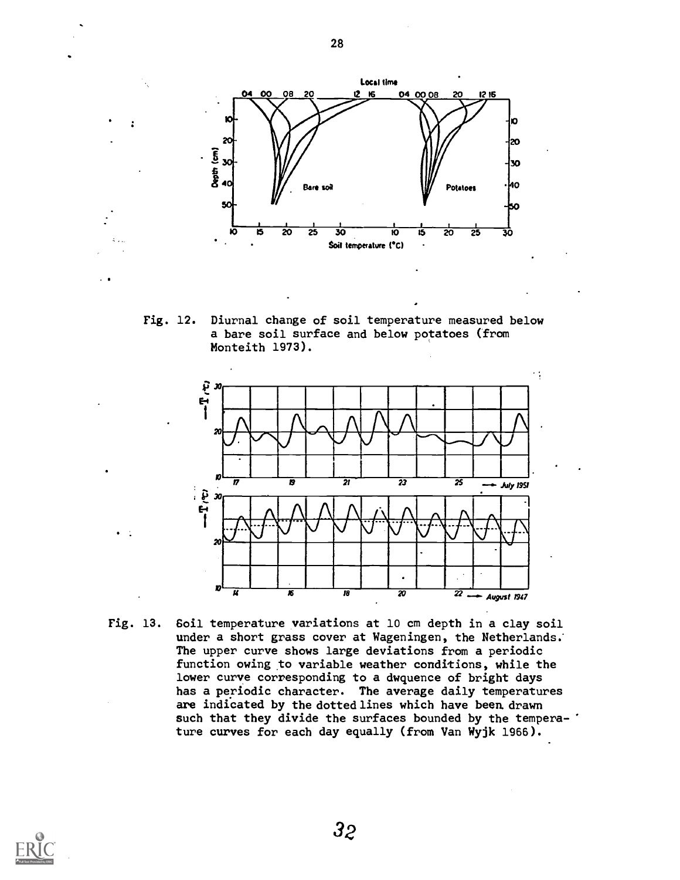Fig. 12. Diurnal change of soil temperature measured below a bare soil surface and below potatoes (from Monteith 1973).

Fig. 13. Soil temperature variations at 10 cm depth in a clay soil under a short grass cover at Wageningen, the Netherlands. The upper curve shows large deviations from a periodic function owing to variable weather conditions, while the lower curve corresponding to a dwquence of bright days has a periodic character. The average daily temperatures are indicated by the dotted lines which have been drawn such that they divide the surfaces bounded by the temperature curves for each day equally (from Van Wyjk 1966).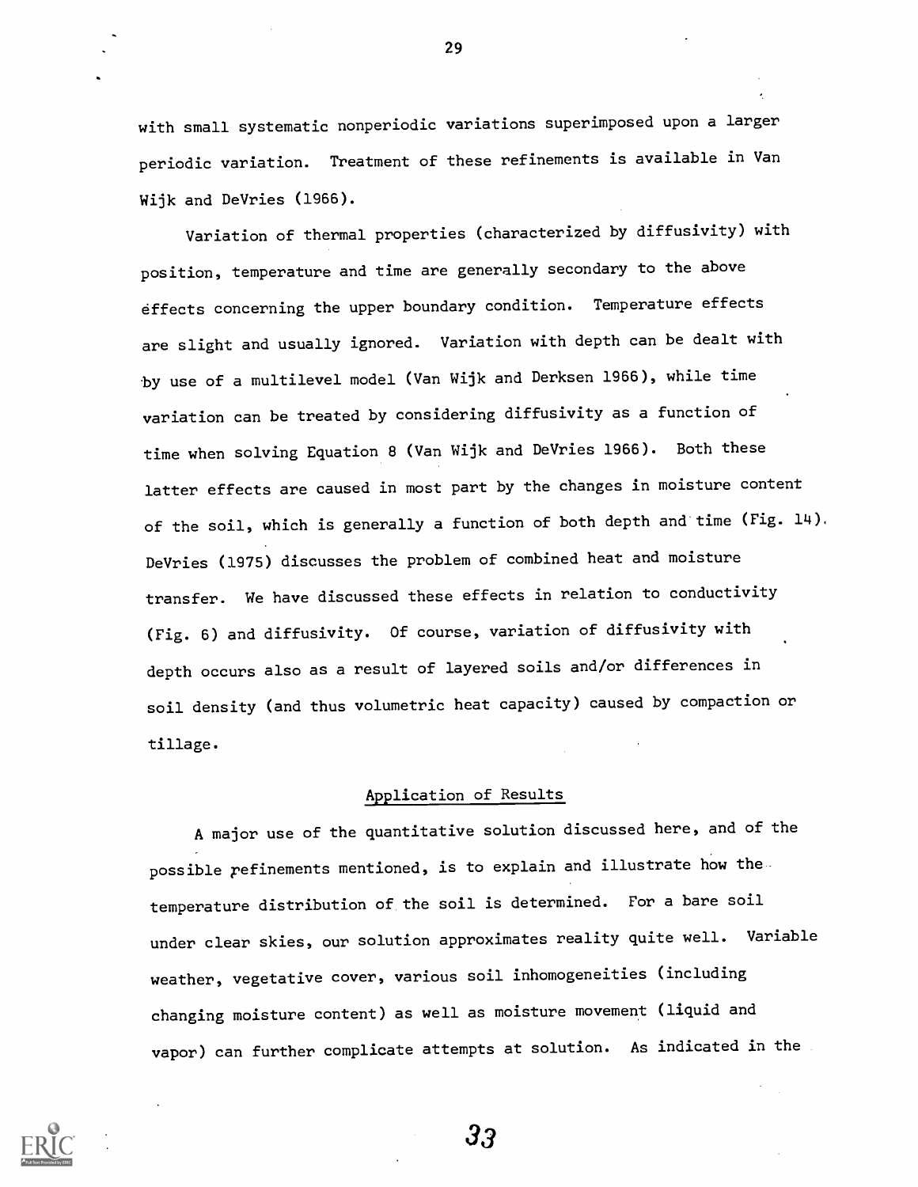with small systematic nonperiodic variations superimposed upon a larger periodic variation. Treatment of these refinements is available in Van Wijk and DeVries (1966).

Variation of thermal properties (characterized by diffusivity) with position, temperature and time are generally secondary to the above effects concerning the upper boundary condition. Temperature effects are slight and usually ignored. Variation with depth can be dealt with by use of a multilevel model (Van Wijk and Derksen 1966), while time variation can be treated by considering diffusivity as a function of time when solving Equation 8 (Van Wijk and DeVries 1966). Both these latter effects are caused in most part by the changes in moisture content of the soil, which is generally a function of both depth and time (Fig. 14). DeVries (1975) discusses the problem of combined heat and moisture transfer. We have discussed these effects in relation to conductivity (Fig. 6) and diffusivity. Of course, variation of diffusivity with depth occurs also as a result of layered soils and/or differences in soil density (and thus volumetric heat capacity) caused by compaction or tillage.

## Application of Results

A major use of the quantitative solution discussed here, and of the possible refinements mentioned, is to explain and illustrate how the temperature distribution of the soil is determined. For a bare soil under clear skies, our solution approximates reality quite well. Variable weather, vegetative cover, various soil inhomogeneities (including changing moisture content) as well as moisture movement (liquid and vapor) can further complicate attempts at solution. As indicated in the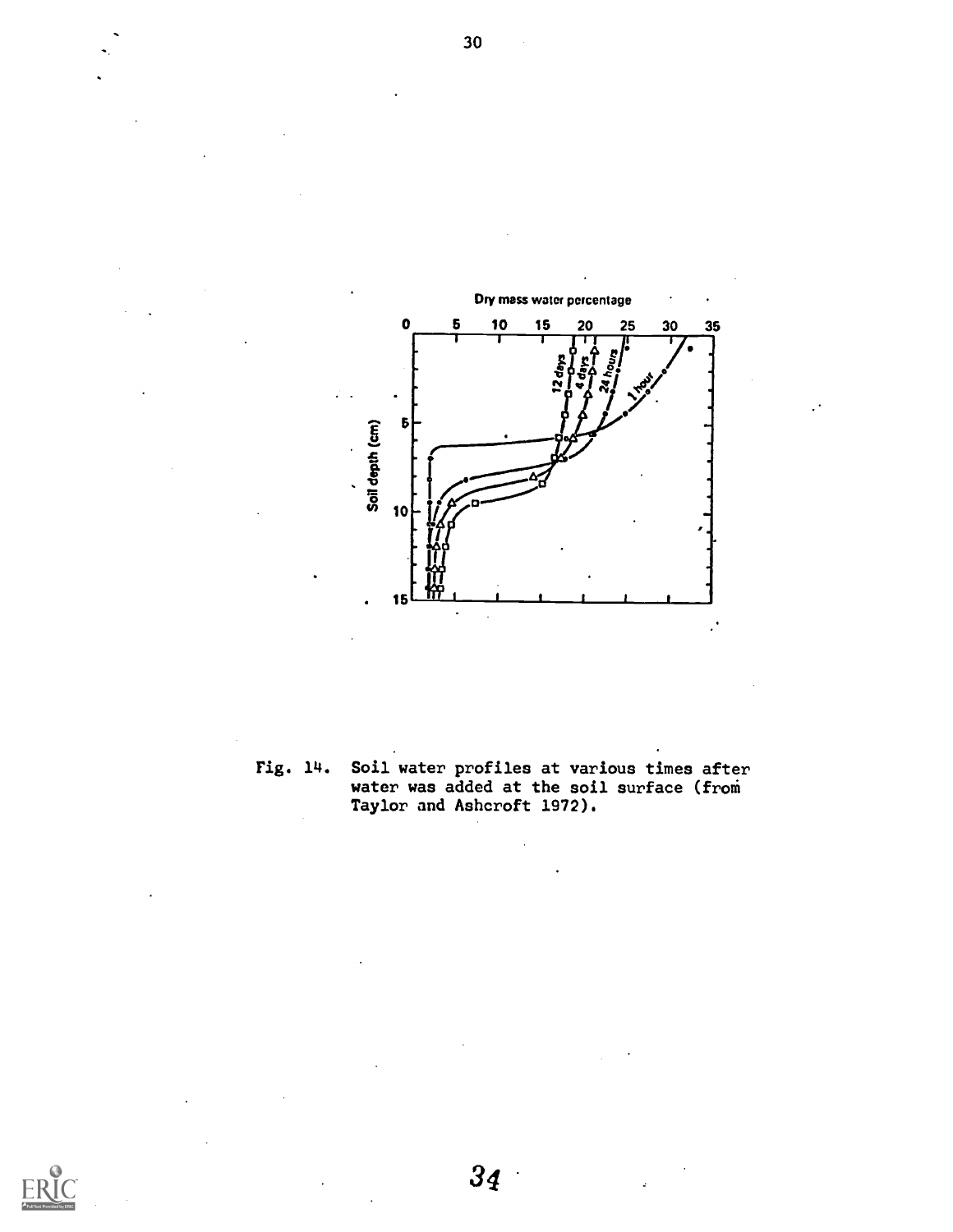Fig. 14. Soil water profiles at various times after water was added at the soil surface (from Taylor and Ashcroft 1972).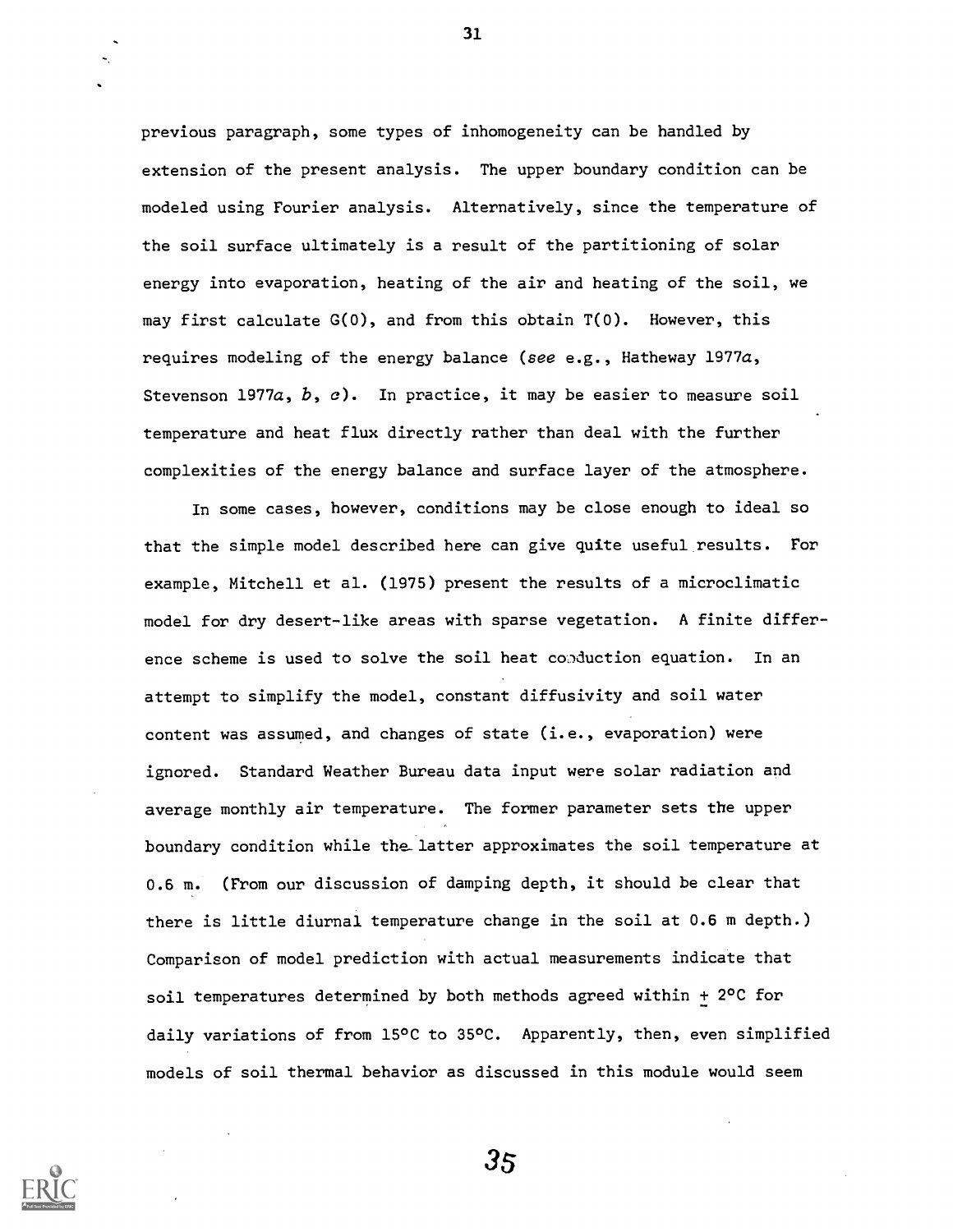previous paragraph, some types of inhomogeneity can be handled by extension of the present analysis. The upper boundary condition can be modeled using Fourier analysis. Alternatively, since the temperature of the soil surface ultimately is a result of the partitioning of solar energy into evaporation, heating of the air and heating of the soil, we may first calculate $G(0)$, and from this obtain $T(0)$. However, this requires modeling of the energy balance (*see* e.g., Hatheway 1977*a*, Stevenson 1977*a*, *b*, *c*). In practice, it may be easier to measure soil temperature and heat flux directly rather than deal with the further complexities of the energy balance and surface layer of the atmosphere.

In some cases, however, conditions may be close enough to ideal so that the simple model described here can give quite useful results. For example, Mitchell et al. (1975) present the results of a microclimatic model for dry desert-like areas with sparse vegetation. A finite difference scheme is used to solve the soil heat conduction equation. In an attempt to simplify the model, constant diffusivity and soil water content was assumed, and changes of state (i.e., evaporation) were ignored. Standard Weather Bureau data input were solar radiation and average monthly air temperature. The former parameter sets the upper boundary condition while the latter approximates the soil temperature at 0.6 m. (From our discussion of damping depth, it should be clear that there is little diurnal temperature change in the soil at 0.6 m depth.) Comparison of model prediction with actual measurements indicate that soil temperatures determined by both methods agreed within $\pm$ 2°C for daily variations of from 15°C to 35°C. Apparently, then, even simplified models of soil thermal behavior as discussed in this module would seem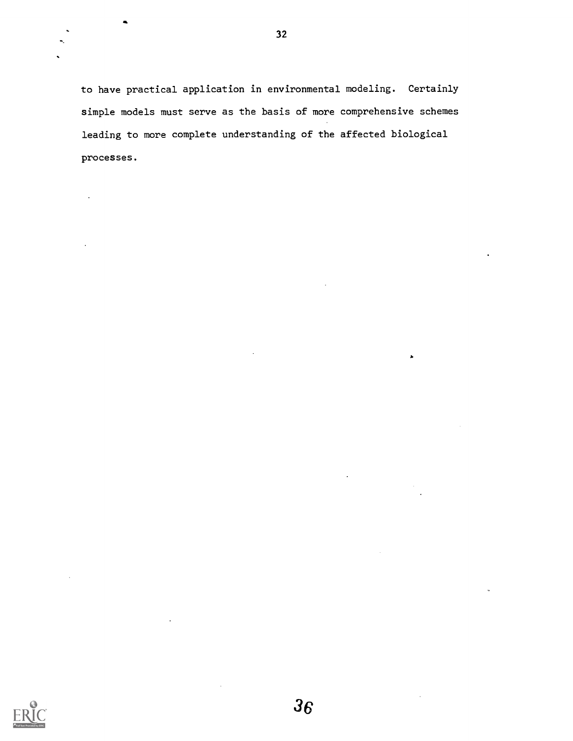to have practical application in environmental modeling. Certainly simple models must serve as the basis of more comprehensive schemes leading to more complete understanding of the affected biological processes.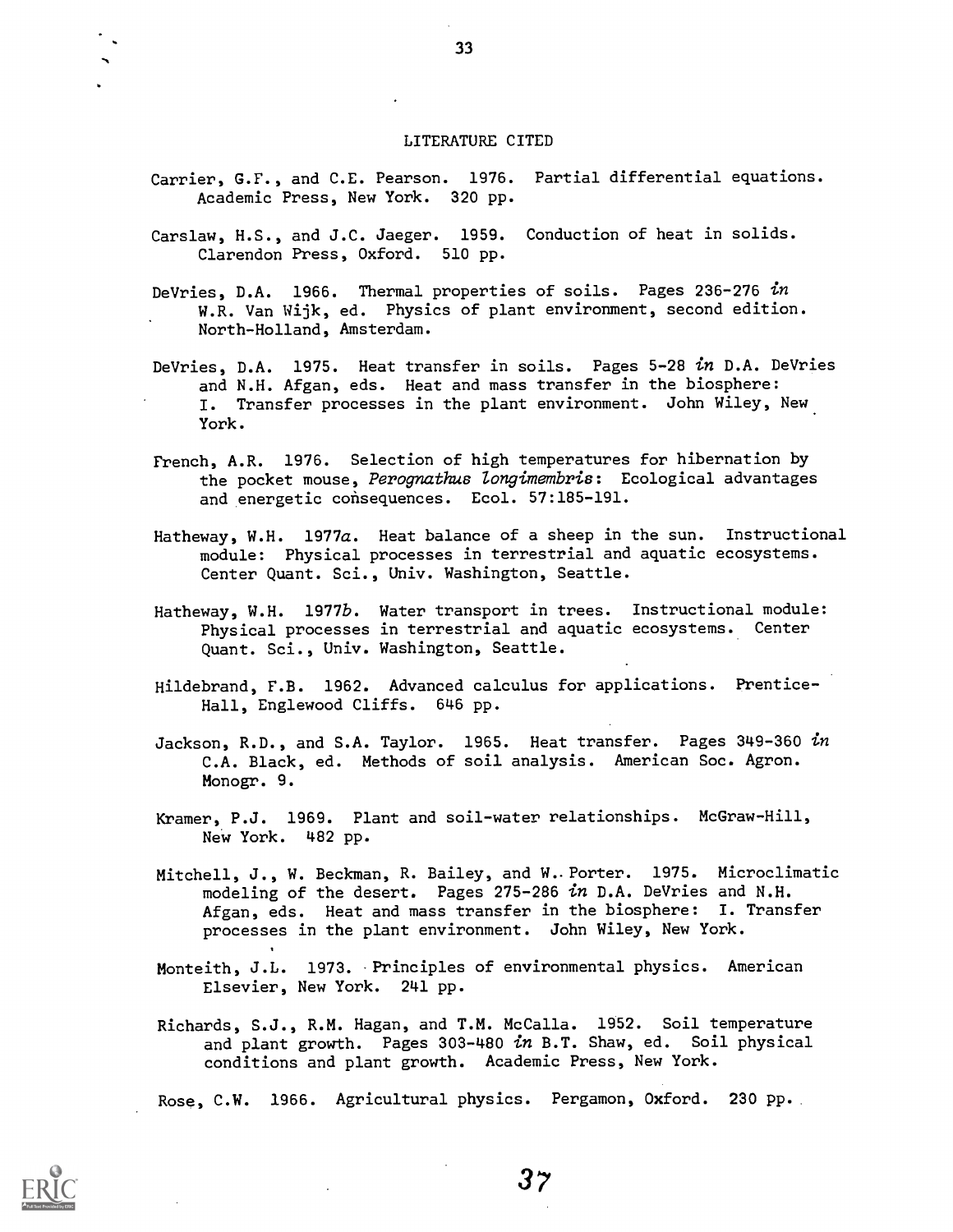# LITERATURE CITED

Carrier, G.F., and C.E. Pearson. 1976. Partial differential equations. Academic Press, New York. 320 pp.

Carslaw, H.S., and J.C. Jaeger. 1959. Conduction of heat in solids. Clarendon Press, Oxford. 510 pp.

DeVries, D.A. 1966. Thermal properties of soils. Pages 236-276 *in* W.R. Van Wijk, ed. Physics of plant environment, second edition. North-Holland, Amsterdam.

DeVries, D.A. 1975. Heat transfer in soils. Pages 5-28 *in* D.A. DeVries and N.H. Afgan, eds. Heat and mass transfer in the biosphere: I. Transfer processes in the plant environment. John Wiley, New York.

French, A.R. 1976. Selection of high temperatures for hibernation by the pocket mouse, *Perognathus longimembris*: Ecological advantages and energetic consequences. Ecol. 57:185-191.

Hatheway, W.H. 1977*a*. Heat balance of a sheep in the sun. Instructional module: Physical processes in terrestrial and aquatic ecosystems. Center Quant. Sci., Univ. Washington, Seattle.

Hatheway, W.H. 1977*b*. Water transport in trees. Instructional module: Physical processes in terrestrial and aquatic ecosystems. Center Quant. Sci., Univ. Washington, Seattle.

Hildebrand, F.B. 1962. Advanced calculus for applications. Prentice-Hall, Englewood Cliffs. 646 pp.

Jackson, R.D., and S.A. Taylor. 1965. Heat transfer. Pages 349-360 *in* C.A. Black, ed. Methods of soil analysis. American Soc. Agron. Monogr. 9.

Kramer, P.J. 1969. Plant and soil-water relationships. McGraw-Hill, New York. 482 pp.

Mitchell, J., W. Beckman, R. Bailey, and W. Porter. 1975. Microclimatic modeling of the desert. Pages 275-286 *in* D.A. DeVries and N.H. Afgan, eds. Heat and mass transfer in the biosphere: I. Transfer processes in the plant environment. John Wiley, New York.

Monteith, J.L. 1973. Principles of environmental physics. American Elsevier, New York. 241 pp.

Richards, S.J., R.M. Hagan, and T.M. McCalla. 1952. Soil temperature and plant growth. Pages 303-480 *in* B.T. Shaw, ed. Soil physical conditions and plant growth. Academic Press, New York.

Rose, C.W. 1966. Agricultural physics. Pergamon, Oxford. 230 pp.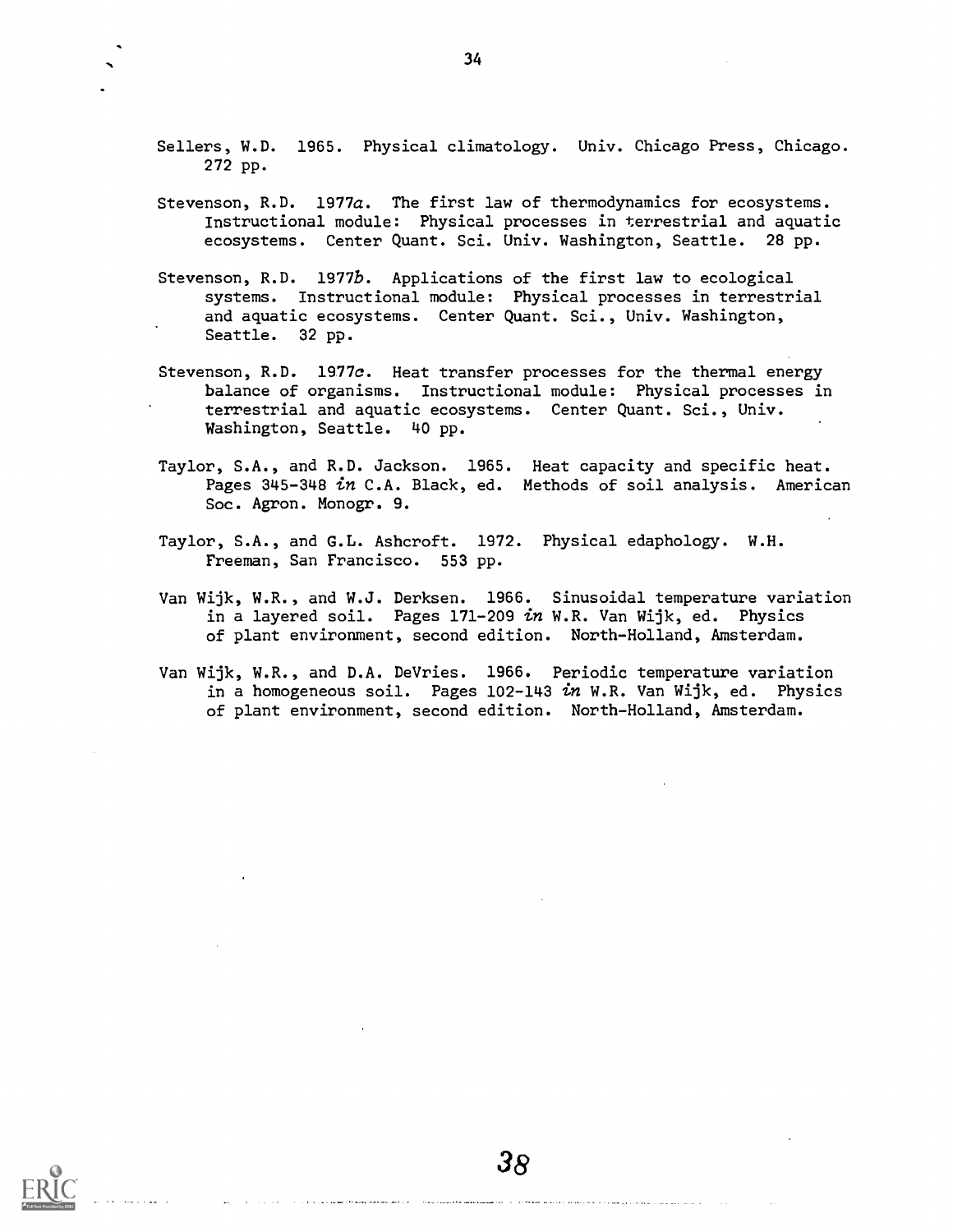Sellers, W.D. 1965. Physical climatology. Univ. Chicago Press, Chicago. 272 pp.

Stevenson, R.D. 1977*a*. The first law of thermodynamics for ecosystems. Instructional module: Physical processes in terrestrial and aquatic ecosystems. Center Quant. Sci. Univ. Washington, Seattle. 28 pp.

Stevenson, R.D. 1977*b*. Applications of the first law to ecological systems. Instructional module: Physical processes in terrestrial and aquatic ecosystems. Center Quant. Sci., Univ. Washington, Seattle. 32 pp.

Stevenson, R.D. 1977*c*. Heat transfer processes for the thermal energy balance of organisms. Instructional module: Physical processes in terrestrial and aquatic ecosystems. Center Quant. Sci., Univ. Washington, Seattle. 40 pp.

Taylor, S.A., and R.D. Jackson. 1965. Heat capacity and specific heat. Pages 345-348 *in* C.A. Black, ed. Methods of soil analysis. American Soc. Agron. Monogr. 9.

Taylor, S.A., and G.L. Ashcroft. 1972. Physical edaphology. W.H. Freeman, San Francisco. 553 pp.

Van Wijk, W.R., and W.J. Derksen. 1966. Sinusoidal temperature variation in a layered soil. Pages 171-209 *in* W.R. Van Wijk, ed. Physics of plant environment, second edition. North-Holland, Amsterdam.

Van Wijk, W.R., and D.A. DeVries. 1966. Periodic temperature variation in a homogeneous soil. Pages 102-143 *in* W.R. Van Wijk, ed. Physics of plant environment, second edition. North-Holland, Amsterdam.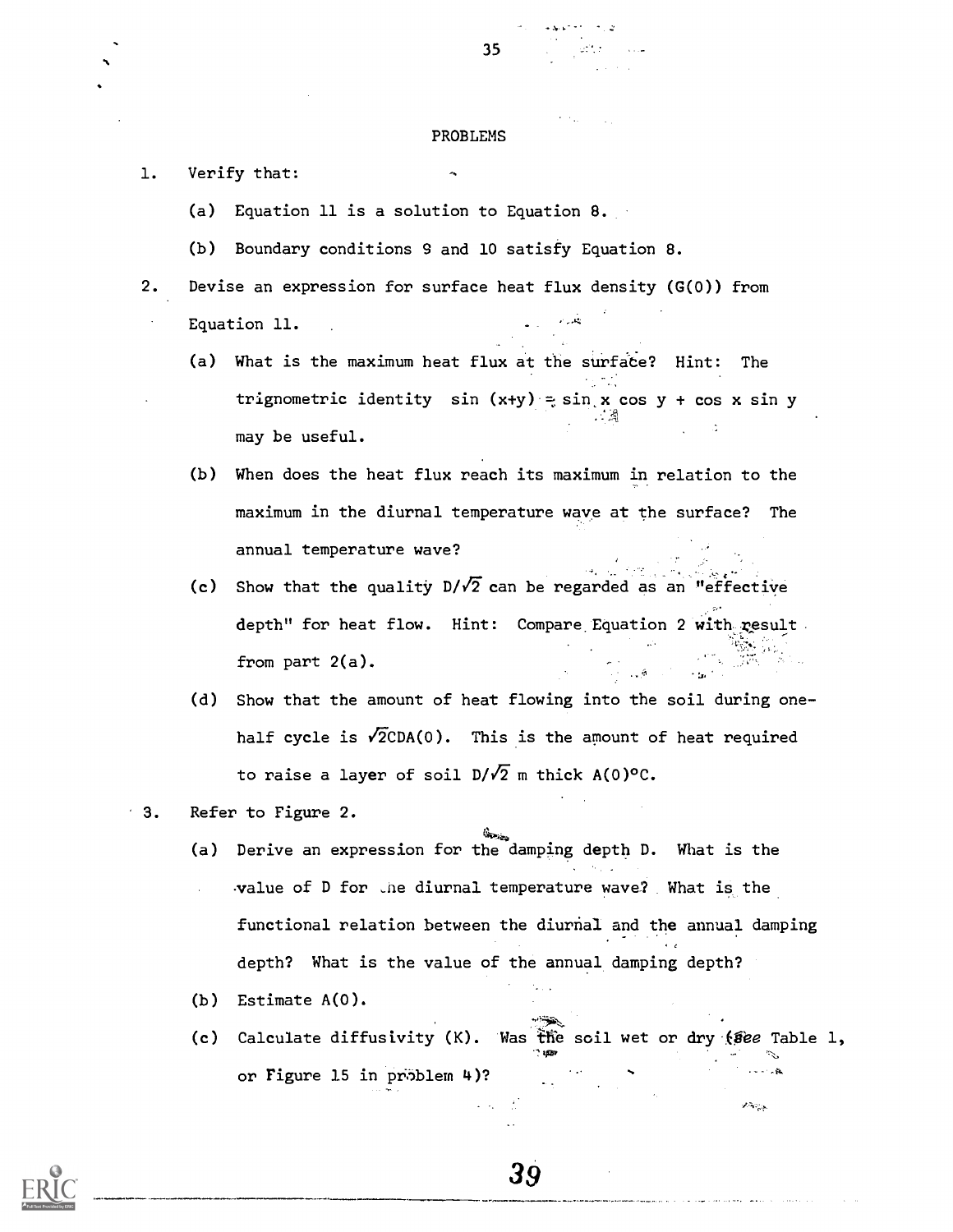## PROBLEMS

1. Verify that:

   (a) Equation 11 is a solution to Equation 8.

   (b) Boundary conditions 9 and 10 satisfy Equation 8.

2. Devise an expression for surface heat flux density ($G(0)$) from Equation 11.

   (a) What is the maximum heat flux at the surface? Hint: The trignometric identity $\sin(x+y) = \sin x \cos y + \cos x \sin y$ may be useful.

   (b) When does the heat flux reach its maximum in relation to the maximum in the diurnal temperature wave at the surface? The annual temperature wave?

   (c) Show that the quality $D/\sqrt{2}$ can be regarded as an "effective depth" for heat flow. Hint: Compare Equation 2 with result from part 2(a).

   (d) Show that the amount of heat flowing into the soil during one-half cycle is $\sqrt{2}CDA(0)$. This is the amount of heat required to raise a layer of soil $D/\sqrt{2}$ m thick $A(0)$°C.

3. Refer to Figure 2.

   (a) Derive an expression for the damping depth D. What is the value of D for the diurnal temperature wave? What is the functional relation between the diurnal and the annual damping depth? What is the value of the annual damping depth?

   (b) Estimate $A(0)$.

   (c) Calculate diffusivity (K). Was the soil wet or dry (see Table 1, or Figure 15 in problem 4)?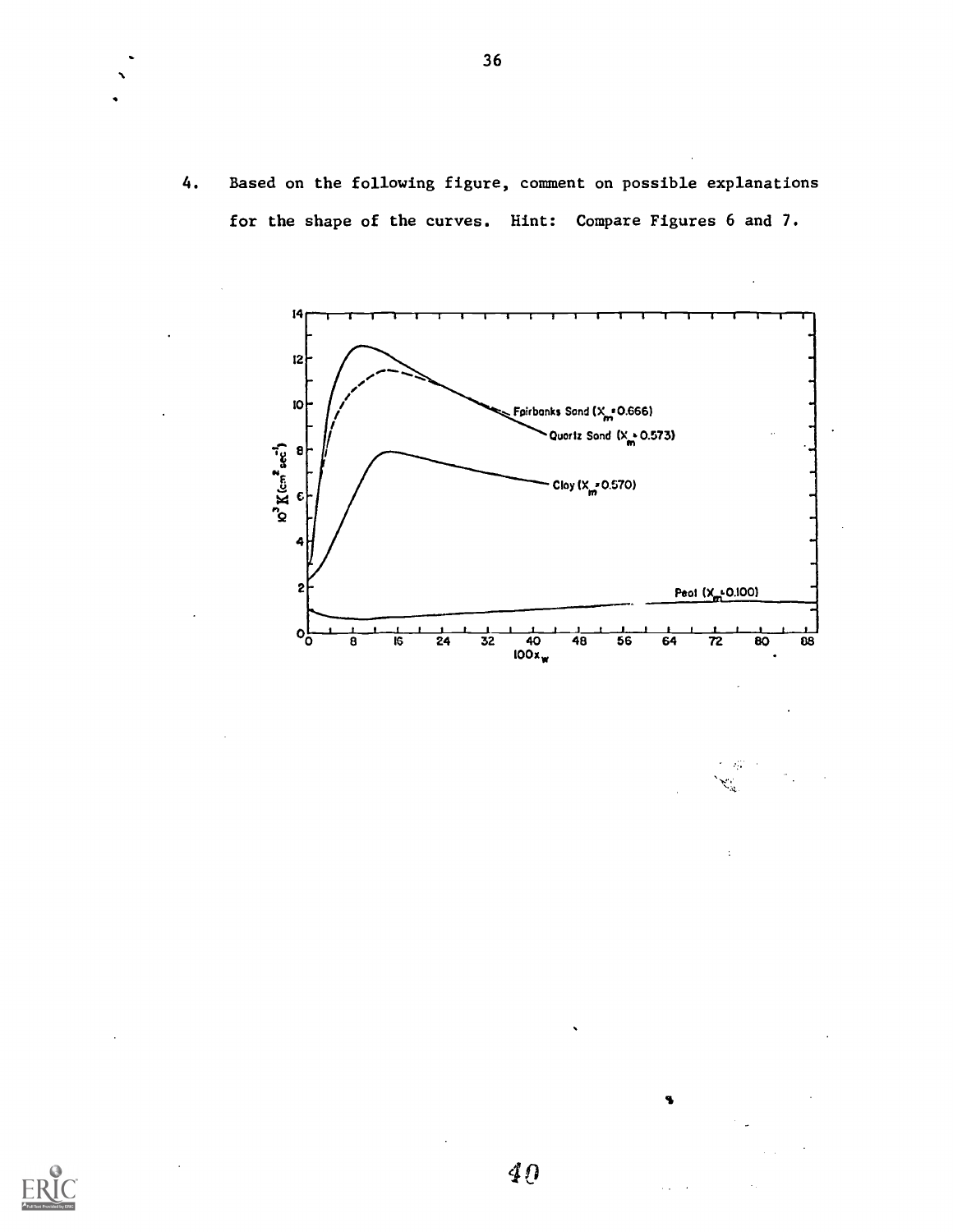4. Based on the following figure, comment on possible explanations for the shape of the curves. Hint: Compare Figures 6 and 7.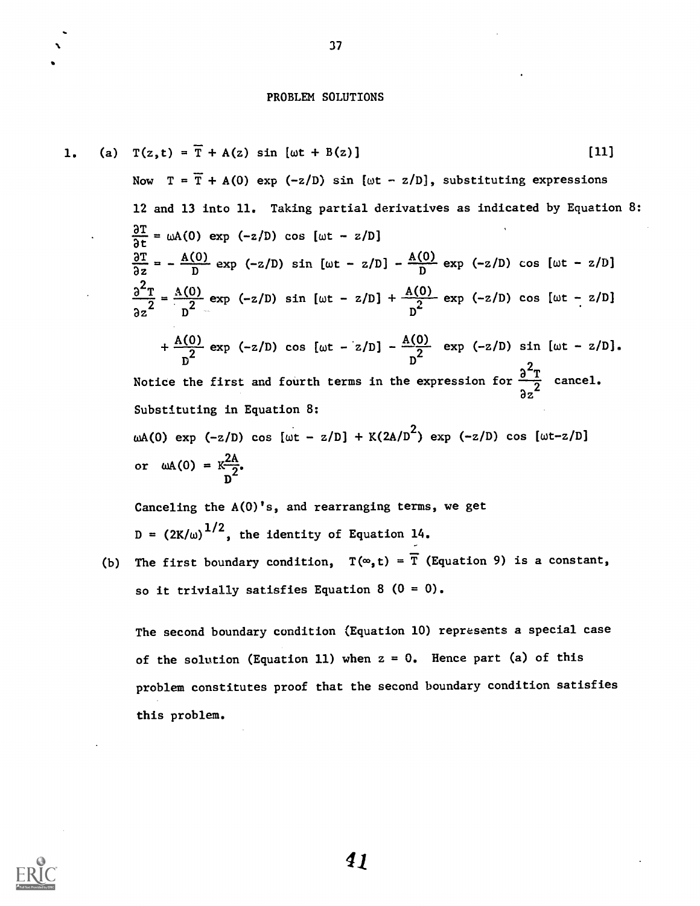## PROBLEM SOLUTIONS

1. (a) $T(z,t) = \overline{T} + A(z) \sin [\omega t + B(z)]$ [11]

Now $T = \overline{T} + A(0) \exp(-z/D) \sin [\omega t - z/D]$, substituting expressions 12 and 13 into 11. Taking partial derivatives as indicated by Equation 8:

$$\frac{\partial T}{\partial t} = \omega A(0) \exp(-z/D) \cos [\omega t - z/D]$$

$$\frac{\partial T}{\partial z} = -\frac{A(0)}{D} \exp(-z/D) \sin [\omega t - z/D] - \frac{A(0)}{D} \exp(-z/D) \cos [\omega t - z/D]$$

$$\frac{\partial^2 T}{\partial z^2} = \frac{A(0)}{D^2} \exp(-z/D) \sin [\omega t - z/D] + \frac{A(0)}{D^2} \exp(-z/D) \cos [\omega t - z/D]$$

$$+ \frac{A(0)}{D^2} \exp(-z/D) \cos [\omega t - z/D] - \frac{A(0)}{D^2} \exp(-z/D) \sin [\omega t - z/D].$$

Notice the first and fourth terms in the expression for $\frac{\partial^2 T}{\partial z^2}$ cancel.

Substituting in Equation 8:

$\omega A(0) \exp(-z/D) \cos [\omega t - z/D] + K(2A/D^2) \exp(-z/D) \cos [\omega t - z/D]$

or $\omega A(0) = K\frac{2A}{D^2}$.

Canceling the A(0)'s, and rearranging terms, we get

$D = (2K/\omega)^{1/2}$, the identity of Equation 14.

(b) The first boundary condition, $T(\infty,t) = \overline{T}$ (Equation 9) is a constant, so it trivially satisfies Equation 8 (0 = 0).

The second boundary condition (Equation 10) represents a special case of the solution (Equation 11) when $z = 0$. Hence part (a) of this problem constitutes proof that the second boundary condition satisfies this problem.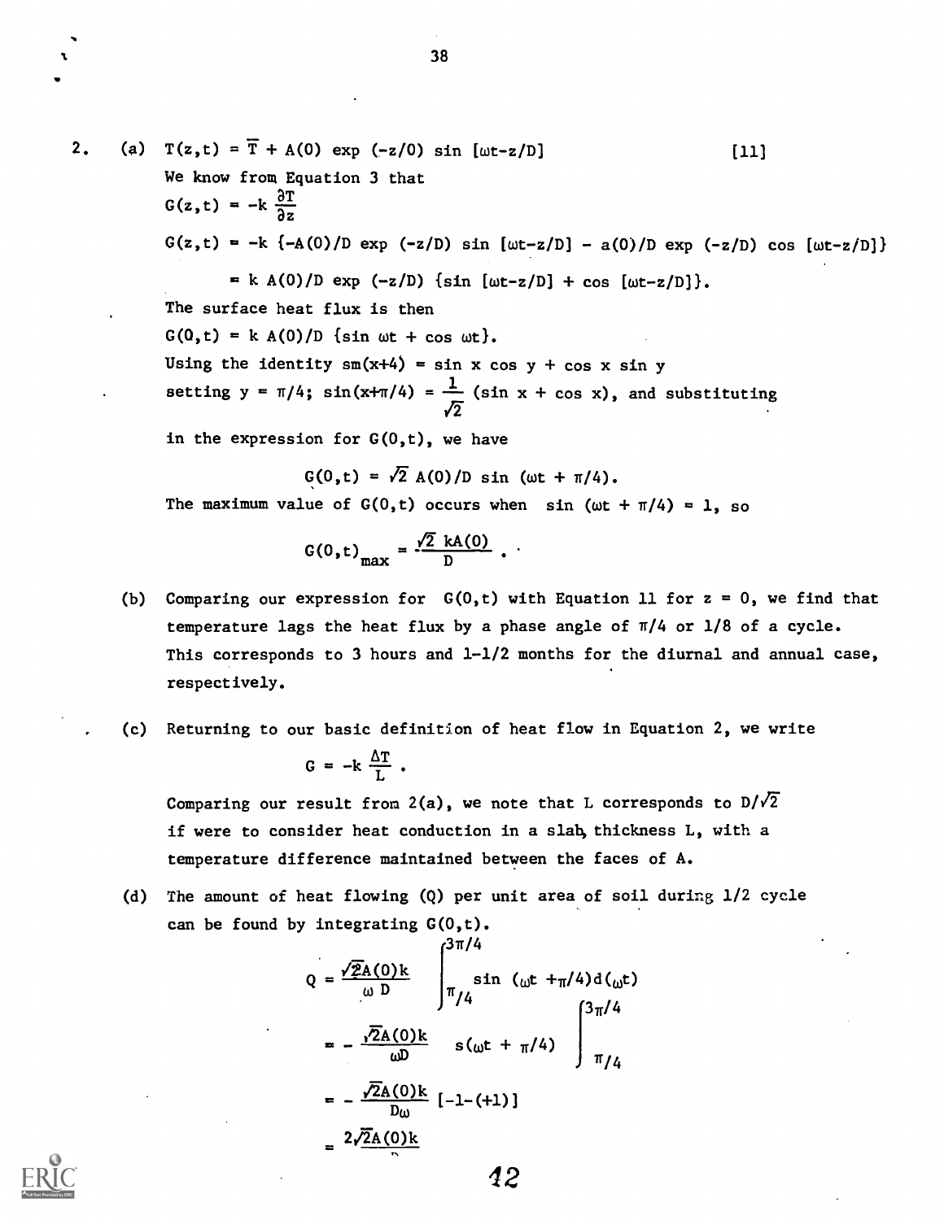2. (a) $T(z,t) = \overline{T} + A(0) \exp(-z/0) \sin[\omega t - z/D]$ [11]

We know from Equation 3 that

$G(z,t) = -k \frac{\partial T}{\partial z}$

$G(z,t) = -k \{-A(0)/D \exp(-z/D) \sin[\omega t - z/D] - a(0)/D \exp(-z/D) \cos[\omega t - z/D]\}$

$= k\, A(0)/D \exp(-z/D) \{\sin[\omega t - z/D] + \cos[\omega t - z/D]\}.$

The surface heat flux is then

$G(0,t) = k\, A(0)/D \{\sin \omega t + \cos \omega t\}.$

Using the identity sm(x+4) = sin x cos y + cos x sin y

setting $y = \pi/4$; $\sin(x+\pi/4) = \frac{1}{\sqrt{2}} (\sin x + \cos x)$, and substituting

in the expression for $G(0,t)$, we have

$$G(0,t) = \sqrt{2}\, A(0)/D \sin(\omega t + \pi/4).$$

The maximum value of $G(0,t)$ occurs when $\sin(\omega t + \pi/4) = 1$, so

$$G(0,t)_{max} = \frac{\sqrt{2}\, kA(0)}{D}.$$

(b) Comparing our expression for $G(0,t)$ with Equation 11 for $z = 0$, we find that temperature lags the heat flux by a phase angle of $\pi/4$ or 1/8 of a cycle. This corresponds to 3 hours and 1-1/2 months for the diurnal and annual case, respectively.

(c) Returning to our basic definition of heat flow in Equation 2, we write

$$G = -k \frac{\Delta T}{L}.$$

Comparing our result from 2(a), we note that L corresponds to $D/\sqrt{2}$ if were to consider heat conduction in a slab, thickness L, with a temperature difference maintained between the faces of A.

(d) The amount of heat flowing (Q) per unit area of soil during 1/2 cycle can be found by integrating $G(0,t)$.

$$Q = \frac{\sqrt{2}A(0)k}{\omega D} \int_{\pi/4}^{3\pi/4} \sin(\omega t + \pi/4)\, d(\omega t)$$

$$= -\frac{\sqrt{2}A(0)k}{\omega D} \; s(\omega t + \pi/4) \Big|_{\pi/4}^{3\pi/4}$$

$$= -\frac{\sqrt{2}A(0)k}{D\omega} [-1-(+1)]$$

$$= \frac{2\sqrt{2}A(0)k}{D}$$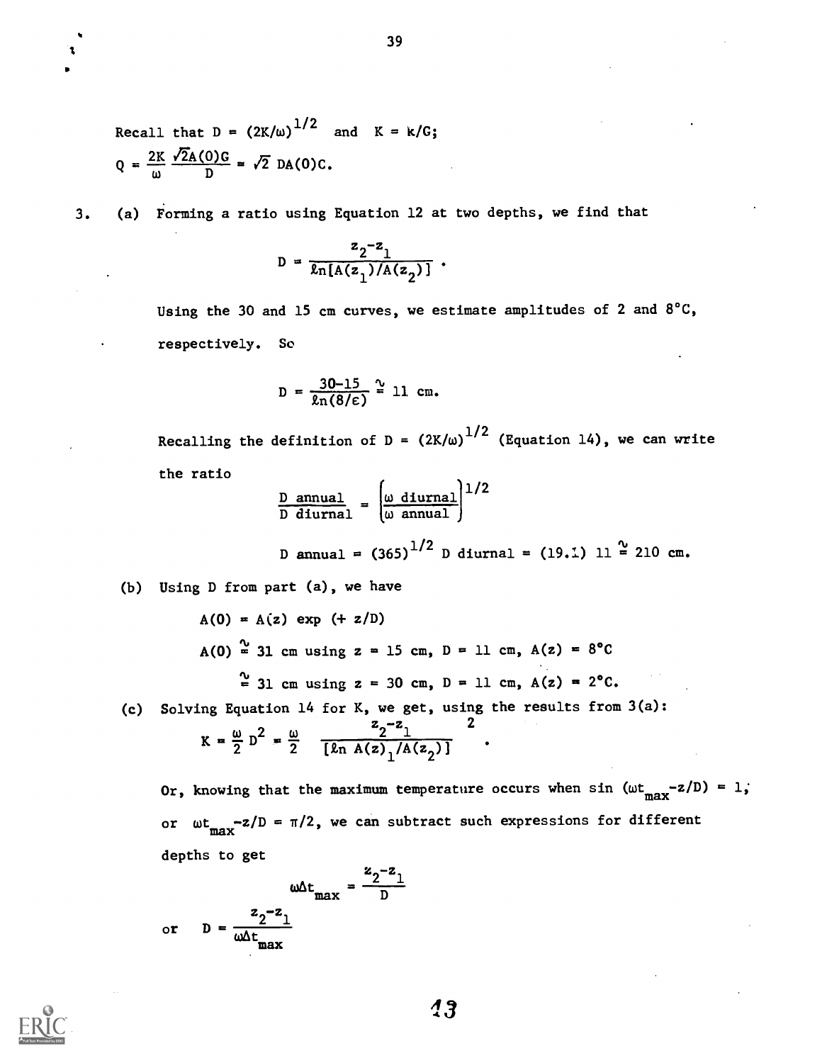Recall that $D = (2K/\omega)^{1/2}$ and $K = k/G$;

$$Q = \frac{2K}{\omega} \frac{\sqrt{2}A(0)G}{D} = \sqrt{2}\, DA(0)C.$$

3. (a) Forming a ratio using Equation 12 at two depths, we find that

$$D = \frac{z_2 - z_1}{\ell n[A(z_1)/A(z_2)]} .$$

Using the 30 and 15 cm curves, we estimate amplitudes of 2 and 8°C, respectively. So

$$D = \frac{30-15}{\ell n(8/\varepsilon)} \cong 11 \text{ cm}.$$

Recalling the definition of $D = (2K/\omega)^{1/2}$ (Equation 14), we can write the ratio

$$\frac{D \text{ annual}}{D \text{ diurnal}} = \left(\frac{\omega \text{ diurnal}}{\omega \text{ annual}}\right)^{1/2}$$

$$D \text{ annual} = (365)^{1/2}\, D \text{ diurnal} = (19.1)\, 11 \cong 210 \text{ cm}.$$

(b) Using D from part (a), we have

$$A(0) = A(z) \exp\,(+\, z/D)$$

$A(0) \cong 31$ cm using $z = 15$ cm, $D = 11$ cm, $A(z) = 8$°C

$\cong 31$ cm using $z = 30$ cm, $D = 11$ cm, $A(z) = 2$°C.

(c) Solving Equation 14 for K, we get, using the results from 3(a):

$$K = \frac{\omega}{2} D^2 = \frac{\omega}{2} \left[\frac{z_2 - z_1}{[\ell n\, A(z)_1/A(z_2)]}\right]^2 .$$

Or, knowing that the maximum temperature occurs when $\sin(\omega t_{max} - z/D) = 1$, or $\omega t_{max} - z/D = \pi/2$, we can subtract such expressions for different depths to get

$$\omega \Delta t_{max} = \frac{z_2 - z_1}{D}$$

or $$D = \frac{z_2 - z_1}{\omega \Delta t_{max}}$$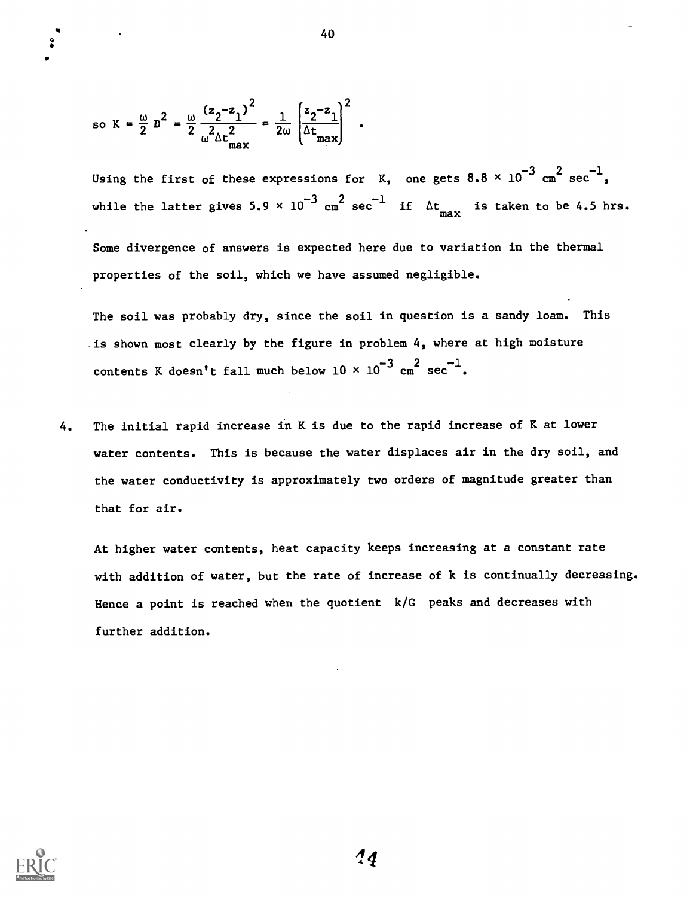$$\text{so } K = \frac{\omega}{2} D^2 = \frac{\omega}{2} \frac{(z_2-z_1)^2}{\omega^2 \Delta t_{max}^2} = \frac{1}{2\omega} \left(\frac{z_2-z_1}{\Delta t_{max}}\right)^2 .$$

Using the first of these expressions for K, one gets $8.8 \times 10^{-3}$ cm$^2$ sec$^{-1}$, while the latter gives $5.9 \times 10^{-3}$ cm$^2$ sec$^{-1}$ if $\Delta t_{max}$ is taken to be 4.5 hrs.

Some divergence of answers is expected here due to variation in the thermal properties of the soil, which we have assumed negligible.

The soil was probably dry, since the soil in question is a sandy loam. This is shown most clearly by the figure in problem 4, where at high moisture contents K doesn't fall much below $10 \times 10^{-3}$ cm$^2$ sec$^{-1}$.

4. The initial rapid increase in K is due to the rapid increase of K at lower water contents. This is because the water displaces air in the dry soil, and the water conductivity is approximately two orders of magnitude greater than that for air.

   At higher water contents, heat capacity keeps increasing at a constant rate with addition of water, but the rate of increase of k is continually decreasing. Hence a point is reached when the quotient $k/G$ peaks and decreases with further addition.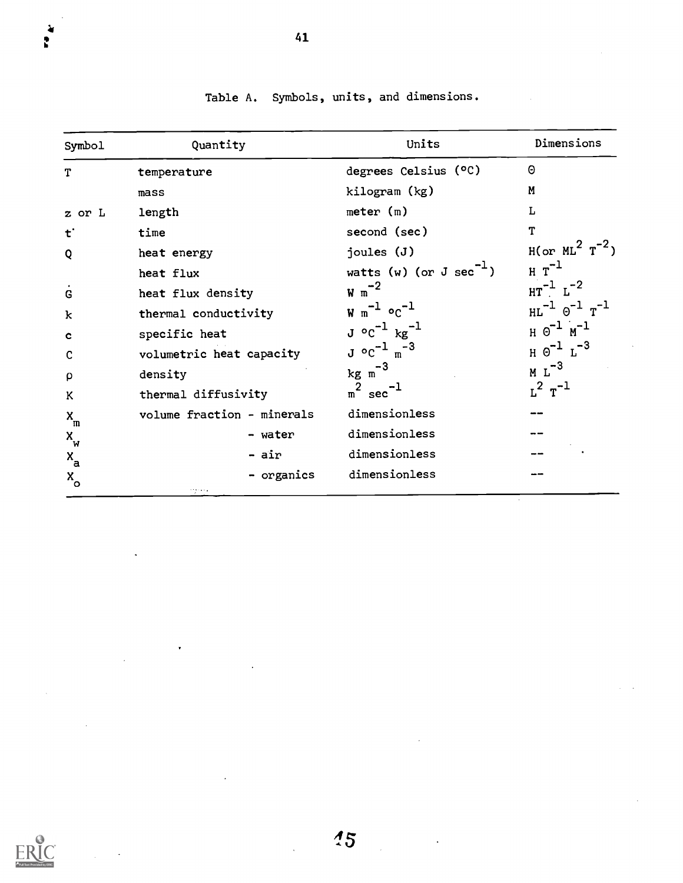Table A. Symbols, units, and dimensions.

| Symbol | Quantity | Units | Dimensions |
|---|---|---|---|
| T | temperature | degrees Celsius (°C) | $\Theta$ |
| | mass | kilogram (kg) | M |
| z or L | length | meter (m) | L |
| t | time | second (sec) | T |
| Q | heat energy | joules (J) | H(or $ML^2 T^{-2}$) |
| | heat flux | watts (w) (or J $sec^{-1}$) | $H T^{-1}$ |
| $\dot{G}$ | heat flux density | $W m^{-2}$ | $HT^{-1} L^{-2}$ |
| k | thermal conductivity | $W m^{-1} °C^{-1}$ | $HL^{-1} \Theta^{-1} T^{-1}$ |
| c | specific heat | $J °C^{-1} kg^{-1}$ | $H \Theta^{-1} M^{-1}$ |
| C | volumetric heat capacity | $J °C^{-1} m^{-3}$ | $H \Theta^{-1} L^{-3}$ |
| $\rho$ | density | $kg m^{-3}$ | $M L^{-3}$ |
| K | thermal diffusivity | $m^2 sec^{-1}$ | $L^2 T^{-1}$ |
| $X_m$ | volume fraction - minerals | dimensionless | -- |
| $X_w$ | - water | dimensionless | -- |
| $X_a$ | - air | dimensionless | -- |
| $X_o$ | - organics | dimensionless | -- |